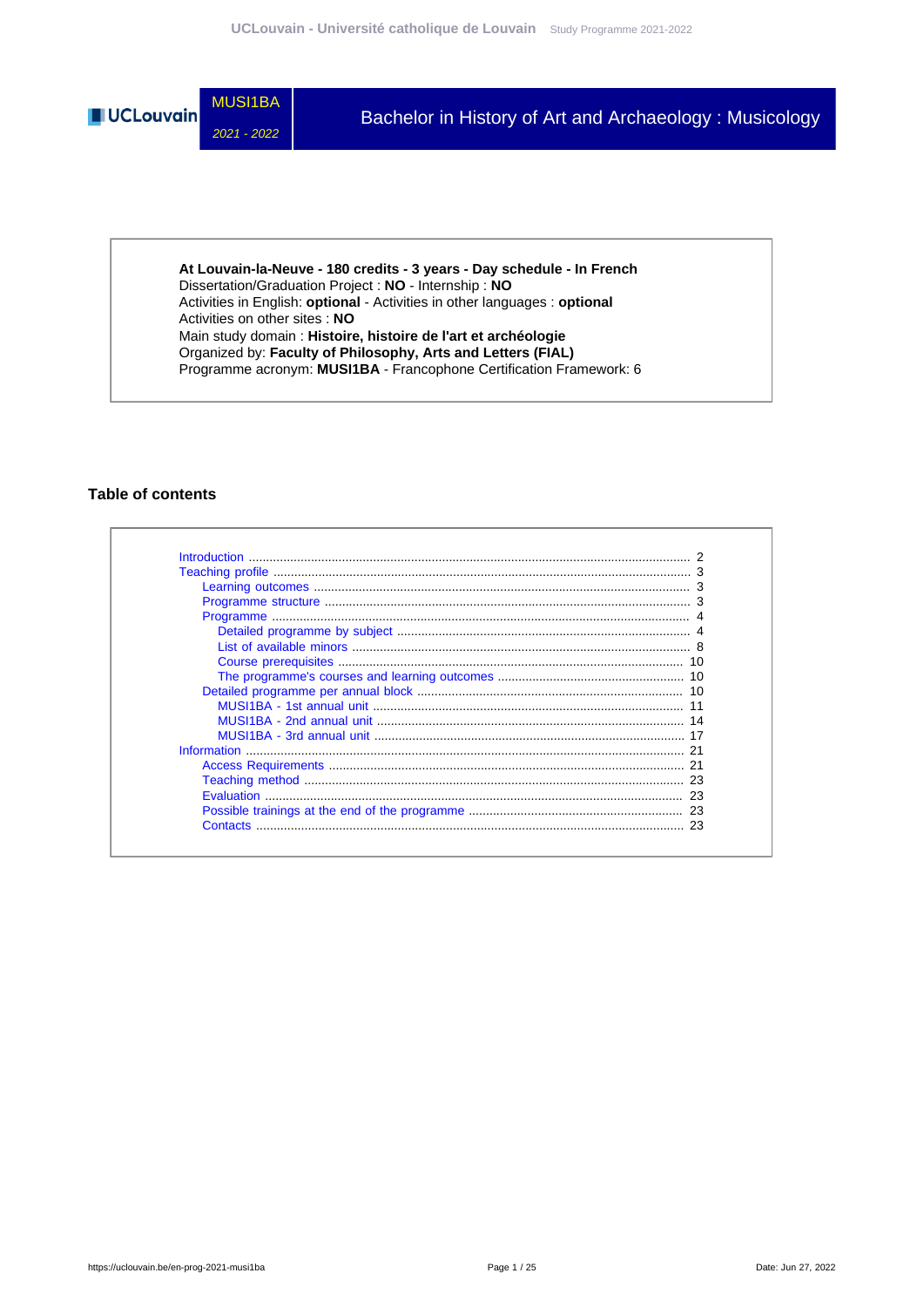UCLouvain

MUSI1BA

*2021 - 2022*

# Bachelor in History of Art and Archaeology : Musicology

**At Louvain-la-Neuve - 180 credits - 3 years - Day schedule - In French**
Dissertation/Graduation Project : **NO** - Internship : **NO**
Activities in English: **optional** - Activities in other languages : **optional**
Activities on other sites : **NO**
Main study domain : **Histoire, histoire de l'art et archéologie**
Organized by: **Faculty of Philosophy, Arts and Letters (FIAL)**
Programme acronym: **MUSI1BA** - Francophone Certification Framework: 6

## Table of contents

- Introduction ..... 2
- Teaching profile ..... 3
  - Learning outcomes ..... 3
  - Programme structure ..... 3
  - Programme ..... 4
    - Detailed programme by subject ..... 4
    - List of available minors ..... 8
    - Course prerequisites ..... 10
    - The programme's courses and learning outcomes ..... 10
  - Detailed programme per annual block ..... 10
    - MUSI1BA - 1st annual unit ..... 11
    - MUSI1BA - 2nd annual unit ..... 14
    - MUSI1BA - 3rd annual unit ..... 17
- Information ..... 21
  - Access Requirements ..... 21
  - Teaching method ..... 23
  - Evaluation ..... 23
  - Possible trainings at the end of the programme ..... 23
  - Contacts ..... 23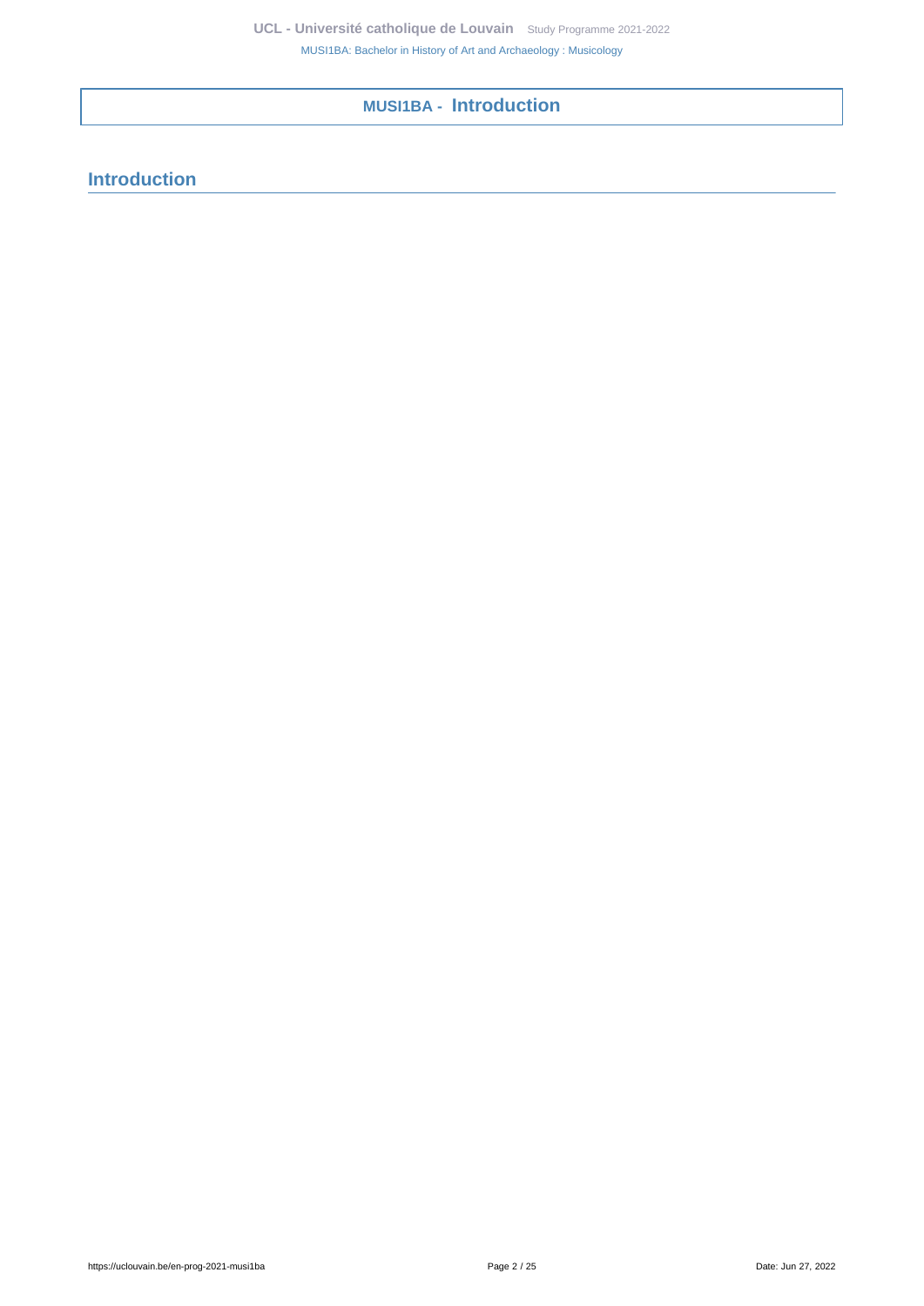# MUSI1BA - Introduction

## Introduction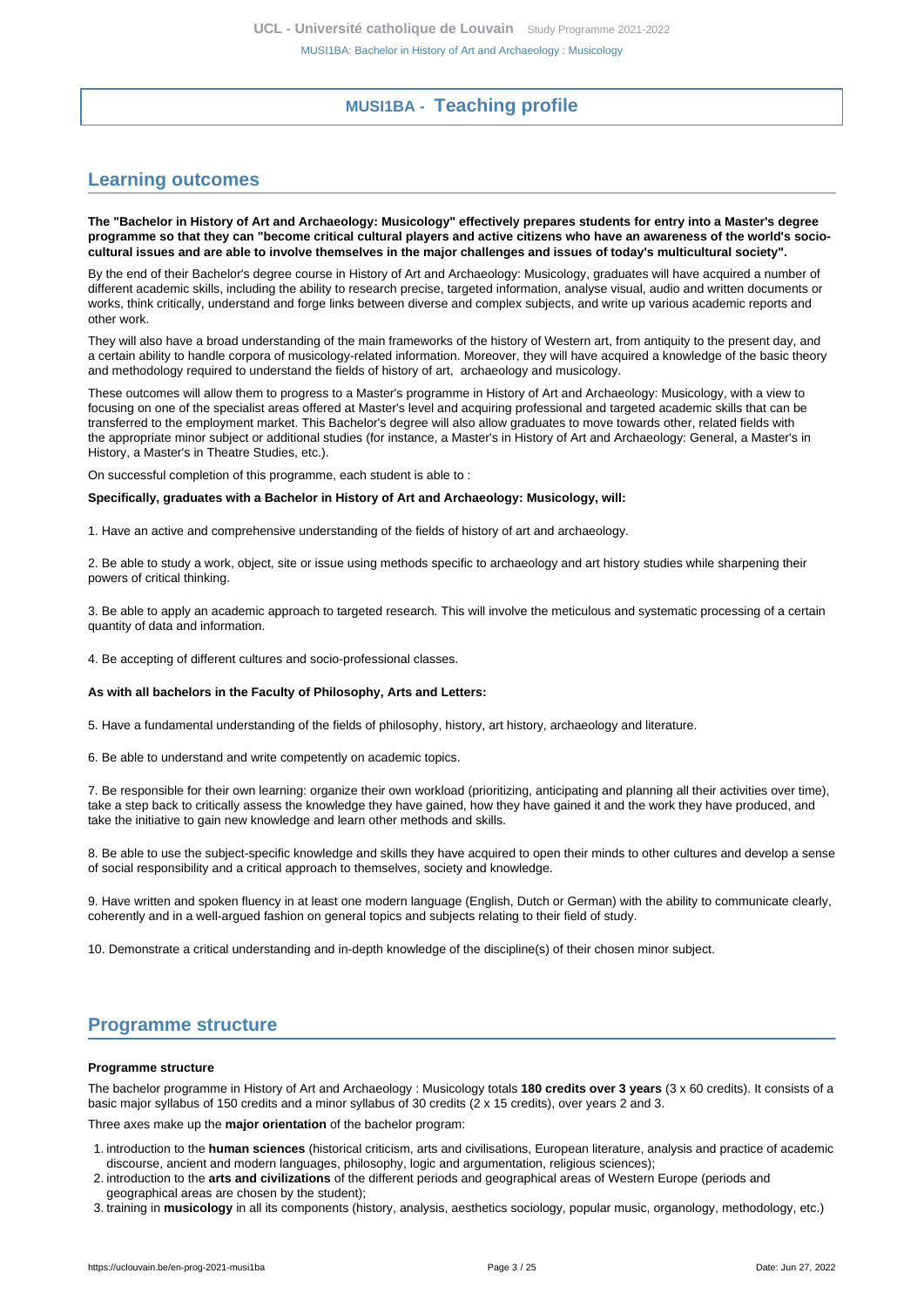# MUSI1BA - Teaching profile

## Learning outcomes

**The "Bachelor in History of Art and Archaeology: Musicology" effectively prepares students for entry into a Master's degree programme so that they can "become critical cultural players and active citizens who have an awareness of the world's socio-cultural issues and are able to involve themselves in the major challenges and issues of today's multicultural society".**

By the end of their Bachelor's degree course in History of Art and Archaeology: Musicology, graduates will have acquired a number of different academic skills, including the ability to research precise, targeted information, analyse visual, audio and written documents or works, think critically, understand and forge links between diverse and complex subjects, and write up various academic reports and other work.

They will also have a broad understanding of the main frameworks of the history of Western art, from antiquity to the present day, and a certain ability to handle corpora of musicology-related information. Moreover, they will have acquired a knowledge of the basic theory and methodology required to understand the fields of history of art, archaeology and musicology.

These outcomes will allow them to progress to a Master's programme in History of Art and Archaeology: Musicology, with a view to focusing on one of the specialist areas offered at Master's level and acquiring professional and targeted academic skills that can be transferred to the employment market. This Bachelor's degree will also allow graduates to move towards other, related fields with the appropriate minor subject or additional studies (for instance, a Master's in History of Art and Archaeology: General, a Master's in History, a Master's in Theatre Studies, etc.).

On successful completion of this programme, each student is able to :

**Specifically, graduates with a Bachelor in History of Art and Archaeology: Musicology, will:**

1. Have an active and comprehensive understanding of the fields of history of art and archaeology.

2. Be able to study a work, object, site or issue using methods specific to archaeology and art history studies while sharpening their powers of critical thinking.

3. Be able to apply an academic approach to targeted research. This will involve the meticulous and systematic processing of a certain quantity of data and information.

4. Be accepting of different cultures and socio-professional classes.

**As with all bachelors in the Faculty of Philosophy, Arts and Letters:**

5. Have a fundamental understanding of the fields of philosophy, history, art history, archaeology and literature.

6. Be able to understand and write competently on academic topics.

7. Be responsible for their own learning: organize their own workload (prioritizing, anticipating and planning all their activities over time), take a step back to critically assess the knowledge they have gained, how they have gained it and the work they have produced, and take the initiative to gain new knowledge and learn other methods and skills.

8. Be able to use the subject-specific knowledge and skills they have acquired to open their minds to other cultures and develop a sense of social responsibility and a critical approach to themselves, society and knowledge.

9. Have written and spoken fluency in at least one modern language (English, Dutch or German) with the ability to communicate clearly, coherently and in a well-argued fashion on general topics and subjects relating to their field of study.

10. Demonstrate a critical understanding and in-depth knowledge of the discipline(s) of their chosen minor subject.

## Programme structure

**Programme structure**

The bachelor programme in History of Art and Archaeology : Musicology totals **180 credits over 3 years** (3 x 60 credits). It consists of a basic major syllabus of 150 credits and a minor syllabus of 30 credits (2 x 15 credits), over years 2 and 3.

Three axes make up the **major orientation** of the bachelor program:

1. introduction to the **human sciences** (historical criticism, arts and civilisations, European literature, analysis and practice of academic discourse, ancient and modern languages, philosophy, logic and argumentation, religious sciences);
2. introduction to the **arts and civilizations** of the different periods and geographical areas of Western Europe (periods and geographical areas are chosen by the student);
3. training in **musicology** in all its components (history, analysis, aesthetics sociology, popular music, organology, methodology, etc.)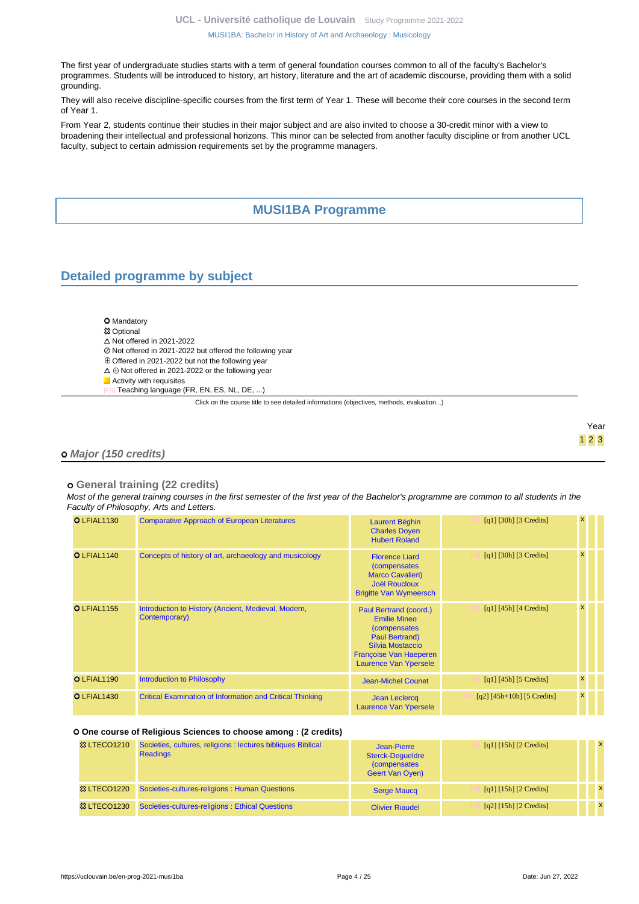The first year of undergraduate studies starts with a term of general foundation courses common to all of the faculty's Bachelor's programmes. Students will be introduced to history, art history, literature and the art of academic discourse, providing them with a solid grounding.

They will also receive discipline-specific courses from the first term of Year 1. These will become their core courses in the second term of Year 1.

From Year 2, students continue their studies in their major subject and are also invited to choose a 30-credit minor with a view to broadening their intellectual and professional horizons. This minor can be selected from another faculty discipline or from another UCL faculty, subject to certain admission requirements set by the programme managers.

# MUSI1BA Programme

## Detailed programme by subject

- ○ Mandatory
- ☼ Optional
- △ Not offered in 2021-2022
- ⊘ Not offered in 2021-2022 but offered the following year
- ⊕ Offered in 2021-2022 but not the following year
- △ ⊕ Not offered in 2021-2022 or the following year
- Activity with requisites
- [FR] Teaching language (FR, EN, ES, NL, DE, ...)

Click on the course title to see detailed informations (objectives, methods, evaluation...)

### ○ *Major (150 credits)*

#### ○ General training (22 credits)

*Most of the general training courses in the first semester of the first year of the Bachelor's programme are common to all students in the Faculty of Philosophy, Arts and Letters.*

| Code | Title | Teachers | Details | Year 1 | Year 2 | Year 3 |
|---|---|---|---|---|---|---|
| ○ LFIAL1130 | Comparative Approach of European Literatures | Laurent Béghin, Charles Doyen, Hubert Roland | [FR] [q1] [30h] [3 Credits] | x | | |
| ○ LFIAL1140 | Concepts of history of art, archaeology and musicology | Florence Liard (compensates Marco Cavalieri), Joël Roucloux, Brigitte Van Wymeersch | [FR] [q1] [30h] [3 Credits] | x | | |
| ○ LFIAL1155 | Introduction to History (Ancient, Medieval, Modern, Contemporary) | Paul Bertrand (coord.), Emilie Mineo (compensates Paul Bertrand), Silvia Mostaccio, Françoise Van Haeperen, Laurence Van Ypersele | [FR] [q1] [45h] [4 Credits] | x | | |
| ○ LFIAL1190 | Introduction to Philosophy | Jean-Michel Counet | [FR] [q1] [45h] [5 Credits] | x | | |
| ○ LFIAL1430 | Critical Examination of Information and Critical Thinking | Jean Leclercq, Laurence Van Ypersele | [FR] [q2] [45h+10h] [5 Credits] | x | | |

**○ One course of Religious Sciences to choose among : (2 credits)**

| Code | Title | Teachers | Details | Year 1 | Year 2 | Year 3 |
|---|---|---|---|---|---|---|
| ☼ LTECO1210 | Societies, cultures, religions : lectures bibliques Biblical Readings | Jean-Pierre Sterck-Degueldre (compensates Geert Van Oyen) | [FR] [q1] [15h] [2 Credits] | | | x |
| ☼ LTECO1220 | Societies-cultures-religions : Human Questions | Serge Maucq | [FR] [q1] [15h] [2 Credits] | | | x |
| ☼ LTECO1230 | Societies-cultures-religions : Ethical Questions | Olivier Riaudel | [FR] [q2] [15h] [2 Credits] | | | x |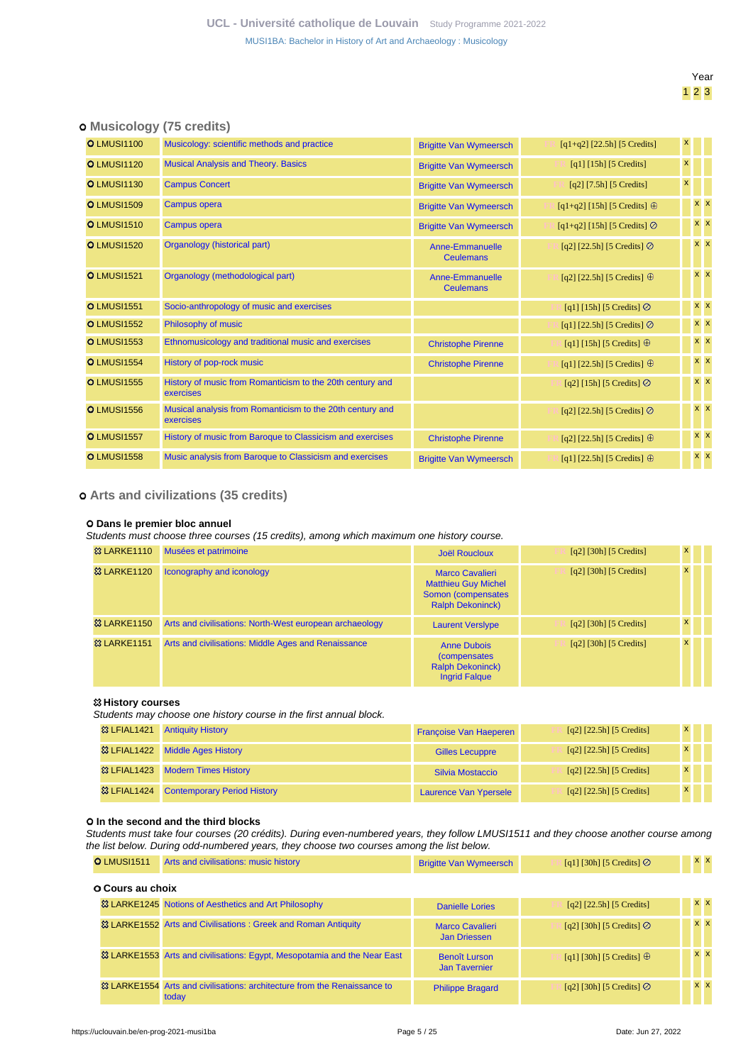Year

1 2 3

## Musicology (75 credits)

| Code | Course | Teacher(s) | Details | 1 | 2 | 3 |
|---|---|---|---|---|---|---|
| LMUSI1100 | Musicology: scientific methods and practice | Brigitte Van Wymeersch | FR [q1+q2] [22.5h] [5 Credits] | x | | |
| LMUSI1120 | Musical Analysis and Theory. Basics | Brigitte Van Wymeersch | FR [q1] [15h] [5 Credits] | x | | |
| LMUSI1130 | Campus Concert | Brigitte Van Wymeersch | FR [q2] [7.5h] [5 Credits] | x | | |
| LMUSI1509 | Campus opera | Brigitte Van Wymeersch | FR [q1+q2] [15h] [5 Credits] ⊕ | | x | x |
| LMUSI1510 | Campus opera | Brigitte Van Wymeersch | FR [q1+q2] [15h] [5 Credits] ⊘ | | x | x |
| LMUSI1520 | Organology (historical part) | Anne-Emmanuelle Ceulemans | FR [q2] [22.5h] [5 Credits] ⊘ | | x | x |
| LMUSI1521 | Organology (methodological part) | Anne-Emmanuelle Ceulemans | FR [q2] [22.5h] [5 Credits] ⊕ | | x | x |
| LMUSI1551 | Socio-anthropology of music and exercises | | FR [q1] [15h] [5 Credits] ⊘ | | x | x |
| LMUSI1552 | Philosophy of music | | FR [q1] [22.5h] [5 Credits] ⊘ | | x | x |
| LMUSI1553 | Ethnomusicology and traditional music and exercises | Christophe Pirenne | FR [q1] [15h] [5 Credits] ⊕ | | x | x |
| LMUSI1554 | History of pop-rock music | Christophe Pirenne | FR [q1] [22.5h] [5 Credits] ⊕ | | x | x |
| LMUSI1555 | History of music from Romanticism to the 20th century and exercises | | FR [q2] [15h] [5 Credits] ⊘ | | x | x |
| LMUSI1556 | Musical analysis from Romanticism to the 20th century and exercises | | FR [q2] [22.5h] [5 Credits] ⊘ | | x | x |
| LMUSI1557 | History of music from Baroque to Classicism and exercises | Christophe Pirenne | FR [q2] [22.5h] [5 Credits] ⊕ | | x | x |
| LMUSI1558 | Music analysis from Baroque to Classicism and exercises | Brigitte Van Wymeersch | FR [q1] [22.5h] [5 Credits] ⊕ | | x | x |

## Arts and civilizations (35 credits)

### Dans le premier bloc annuel

*Students must choose three courses (15 credits), among which maximum one history course.*

| Code | Course | Teacher(s) | Details | 1 | 2 | 3 |
|---|---|---|---|---|---|---|
| LARKE1110 | Musées et patrimoine | Joël Roucloux | FR [q2] [30h] [5 Credits] | x | | |
| LARKE1120 | Iconography and iconology | Marco Cavalieri, Matthieu Guy Michel Somon (compensates Ralph Dekoninck) | FR [q2] [30h] [5 Credits] | x | | |
| LARKE1150 | Arts and civilizations: North-West european archaeology | Laurent Verslype | FR [q2] [30h] [5 Credits] | x | | |
| LARKE1151 | Arts and civilisations: Middle Ages and Renaissance | Anne Dubois (compensates Ralph Dekoninck), Ingrid Falque | FR [q2] [30h] [5 Credits] | x | | |

#### History courses

*Students may choose one history course in the first annual block.*

| Code | Course | Teacher(s) | Details | 1 | 2 | 3 |
|---|---|---|---|---|---|---|
| LFIAL1421 | Antiquity History | Françoise Van Haeperen | FR [q2] [22.5h] [5 Credits] | x | | |
| LFIAL1422 | Middle Ages History | Gilles Lecuppre | FR [q2] [22.5h] [5 Credits] | x | | |
| LFIAL1423 | Modern Times History | Silvia Mostaccio | FR [q2] [22.5h] [5 Credits] | x | | |
| LFIAL1424 | Contemporary Period History | Laurence Van Ypersele | FR [q2] [22.5h] [5 Credits] | x | | |

### In the second and the third blocks

*Students must take four courses (20 crédits). During even-numbered years, they follow LMUSI1511 and they choose another course among the list below. During odd-numbered years, they choose two courses among the list below.*

| Code | Course | Teacher(s) | Details | 1 | 2 | 3 |
|---|---|---|---|---|---|---|
| LMUSI1511 | Arts and civilizations: music history | Brigitte Van Wymeersch | FR [q1] [30h] [5 Credits] ⊘ | | x | x |

#### Cours au choix

| Code | Course | Teacher(s) | Details | 1 | 2 | 3 |
|---|---|---|---|---|---|---|
| LARKE1245 | Notions of Aesthetics and Art Philosophy | Danielle Lories | FR [q2] [22.5h] [5 Credits] | | x | x |
| LARKE1552 | Arts and Civilisations : Greek and Roman Antiquity | Marco Cavalieri, Jan Driessen | FR [q2] [30h] [5 Credits] ⊘ | | x | x |
| LARKE1553 | Arts and civilisations: Egypt, Mesopotamia and the Near East | Benoît Lurson, Jan Tavernier | FR [q1] [30h] [5 Credits] ⊕ | | x | x |
| LARKE1554 | Arts and civilisations: architecture from the Renaissance to today | Philippe Bragard | FR [q2] [30h] [5 Credits] ⊘ | | x | x |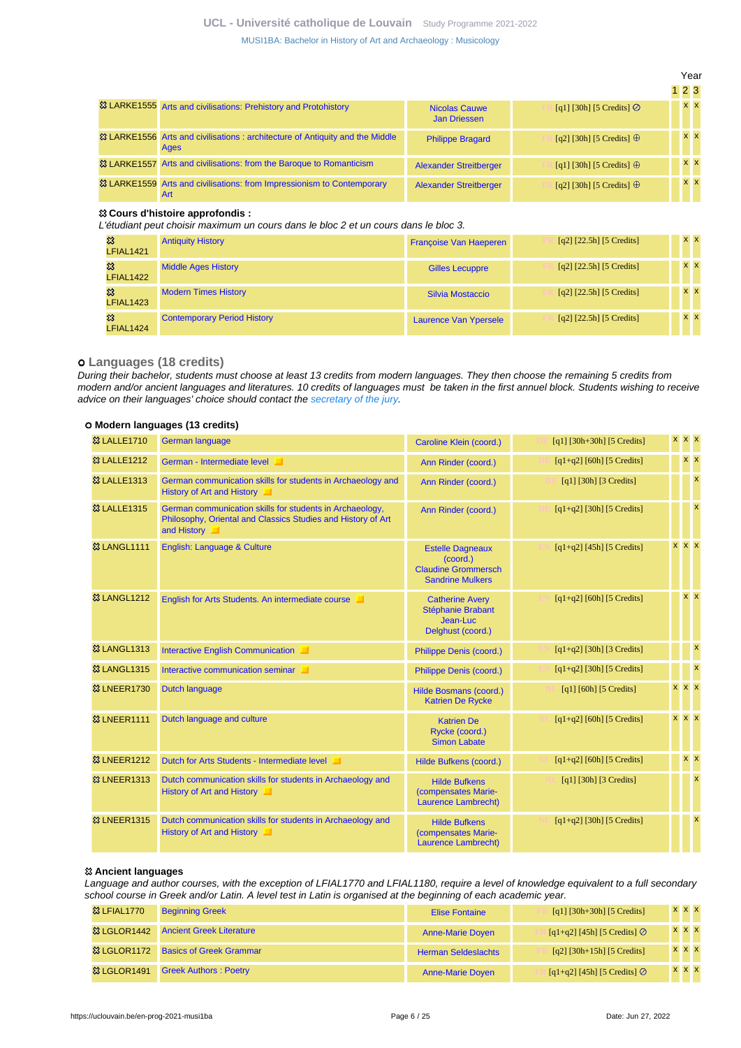| Code | Course | Teacher(s) | Details | Year 1 | Year 2 | Year 3 |
|---|---|---|---|---|---|---|
| LARKE1555 | Arts and civilisations: Prehistory and Protohistory | Nicolas Cauwe, Jan Driessen | [q1] [30h] [5 Credits] ⊘ | | x | x |
| LARKE1556 | Arts and civilisations : architecture of Antiquity and the Middle Ages | Philippe Bragard | [q2] [30h] [5 Credits] ⊕ | | x | x |
| LARKE1557 | Arts and civilisations: from the Baroque to Romanticism | Alexander Streitberger | [q1] [30h] [5 Credits] ⊕ | | x | x |
| LARKE1559 | Arts and civilisations: from Impressionism to Contemporary Art | Alexander Streitberger | [q2] [30h] [5 Credits] ⊕ | | x | x |

**Cours d'histoire approfondis :**

*L'étudiant peut choisir maximum un cours dans le bloc 2 et un cours dans le bloc 3.*

| Code | Course | Teacher(s) | Details | Year 1 | Year 2 | Year 3 |
|---|---|---|---|---|---|---|
| LFIAL1421 | Antiquity History | Françoise Van Haeperen | [q2] [22.5h] [5 Credits] | | x | x |
| LFIAL1422 | Middle Ages History | Gilles Lecuppre | [q2] [22.5h] [5 Credits] | | x | x |
| LFIAL1423 | Modern Times History | Silvia Mostaccio | [q2] [22.5h] [5 Credits] | | x | x |
| LFIAL1424 | Contemporary Period History | Laurence Van Ypersele | [q2] [22.5h] [5 Credits] | | x | x |

## Languages (18 credits)

*During their bachelor, students must choose at least 13 credits from modern languages. They then choose the remaining 5 credits from modern and/or ancient languages and literatures. 10 credits of languages must be taken in the first annuel block. Students wishing to receive advice on their languages' choice should contact the secretary of the jury.*

### Modern languages (13 credits)

| Code | Course | Teacher(s) | Details | Year 1 | Year 2 | Year 3 |
|---|---|---|---|---|---|---|
| LALLE1710 | German language | Caroline Klein (coord.) | [q1] [30h+30h] [5 Credits] | x | x | x |
| LALLE1212 | German - Intermediate level | Ann Rinder (coord.) | [q1+q2] [60h] [5 Credits] | | x | x |
| LALLE1313 | German communication skills for students in Archaeology and History of Art and History | Ann Rinder (coord.) | [q1] [30h] [3 Credits] | | | x |
| LALLE1315 | German communication skills for students in Archaeology, Philosophy, Oriental and Classics Studies and History of Art and History | Ann Rinder (coord.) | [q1+q2] [30h] [5 Credits] | | | x |
| LANGL1111 | English: Language & Culture | Estelle Dagneaux (coord.), Claudine Grommersch, Sandrine Mulkers | [q1+q2] [45h] [5 Credits] | x | x | x |
| LANGL1212 | English for Arts Students. An intermediate course | Catherine Avery, Stéphanie Brabant, Jean-Luc Delghust (coord.) | [q1+q2] [60h] [5 Credits] | | x | x |
| LANGL1313 | Interactive English Communication | Philippe Denis (coord.) | [q1+q2] [30h] [3 Credits] | | | x |
| LANGL1315 | Interactive communication seminar | Philippe Denis (coord.) | [q1+q2] [30h] [5 Credits] | | | x |
| LNEER1730 | Dutch language | Hilde Bosmans (coord.), Katrien De Rycke | [q1] [60h] [5 Credits] | x | x | x |
| LNEER1111 | Dutch language and culture | Katrien De Rycke (coord.), Simon Labate | [q1+q2] [60h] [5 Credits] | x | x | x |
| LNEER1212 | Dutch for Arts Students - Intermediate level | Hilde Bufkens (coord.) | [q1+q2] [60h] [5 Credits] | | x | x |
| LNEER1313 | Dutch communication skills for students in Archaeology and History of Art and History | Hilde Bufkens (compensates Marie-Laurence Lambrecht) | [q1] [30h] [3 Credits] | | | x |
| LNEER1315 | Dutch communication skills for students in Archaeology and History of Art and History | Hilde Bufkens (compensates Marie-Laurence Lambrecht) | [q1+q2] [30h] [5 Credits] | | | x |

**Ancient languages**

*Language and author courses, with the exception of LFIAL1770 and LFIAL1180, require a level of knowledge equivalent to a full secondary school course in Greek and/or Latin. A level test in Latin is organised at the beginning of each academic year.*

| Code | Course | Teacher(s) | Details | Year 1 | Year 2 | Year 3 |
|---|---|---|---|---|---|---|
| LFIAL1770 | Beginning Greek | Elise Fontaine | [q1] [30h+30h] [5 Credits] | x | x | x |
| LGLOR1442 | Ancient Greek Literature | Anne-Marie Doyen | [q1+q2] [45h] [5 Credits] ⊘ | x | x | x |
| LGLOR1172 | Basics of Greek Grammar | Herman Seldeslachts | [q2] [30h+15h] [5 Credits] | x | x | x |
| LGLOR1491 | Greek Authors : Poetry | Anne-Marie Doyen | [q1+q2] [45h] [5 Credits] ⊘ | x | x | x |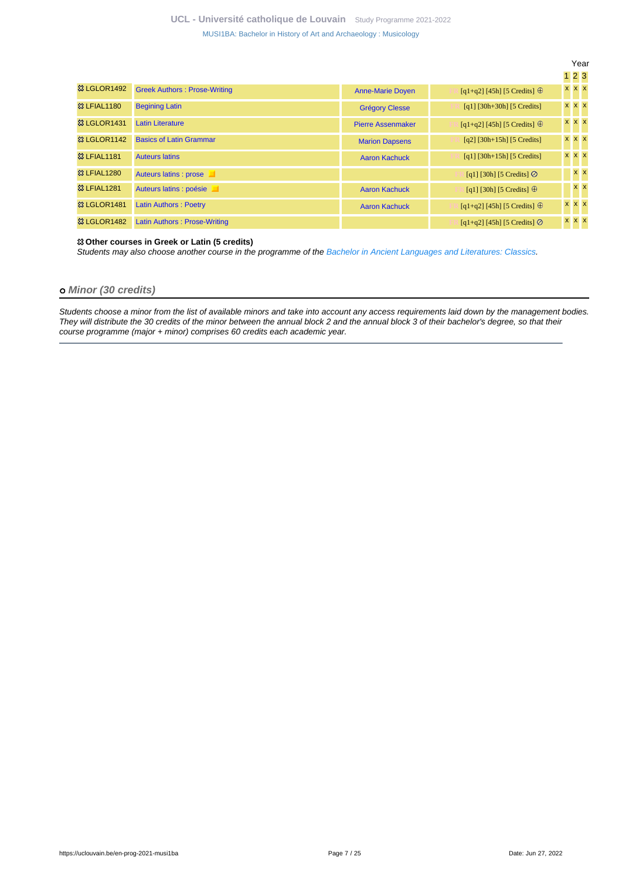| | | | | Year | | |
|---|---|---|---|---|---|---|
| | | | | 1 | 2 | 3 |
| LGLOR1492 | Greek Authors : Prose-Writing | Anne-Marie Doyen | FR [q1+q2] [45h] [5 Credits] ⊕ | x | x | x |
| LFIAL1180 | Begining Latin | Grégory Clesse | FR [q1] [30h+30h] [5 Credits] | x | x | x |
| LGLOR1431 | Latin Literature | Pierre Assenmaker | FR [q1+q2] [45h] [5 Credits] ⊕ | x | x | x |
| LGLOR1142 | Basics of Latin Grammar | Marion Dapsens | FR [q2] [30h+15h] [5 Credits] | x | x | x |
| LFIAL1181 | Auteurs latins | Aaron Kachuck | FR [q1] [30h+15h] [5 Credits] | x | x | x |
| LFIAL1280 | Auteurs latins : prose | | FR [q1] [30h] [5 Credits] ⊘ | | x | x |
| LFIAL1281 | Auteurs latins : poésie | Aaron Kachuck | FR [q1] [30h] [5 Credits] ⊕ | | x | x |
| LGLOR1481 | Latin Authors : Poetry | Aaron Kachuck | FR [q1+q2] [45h] [5 Credits] ⊕ | x | x | x |
| LGLOR1482 | Latin Authors : Prose-Writing | | FR [q1+q2] [45h] [5 Credits] ⊘ | x | x | x |

**Other courses in Greek or Latin (5 credits)**

*Students may also choose another course in the programme of the Bachelor in Ancient Languages and Literatures: Classics.*

## Minor (30 credits)

*Students choose a minor from the list of available minors and take into account any access requirements laid down by the management bodies. They will distribute the 30 credits of the minor between the annual block 2 and the annual block 3 of their bachelor's degree, so that their course programme (major + minor) comprises 60 credits each academic year.*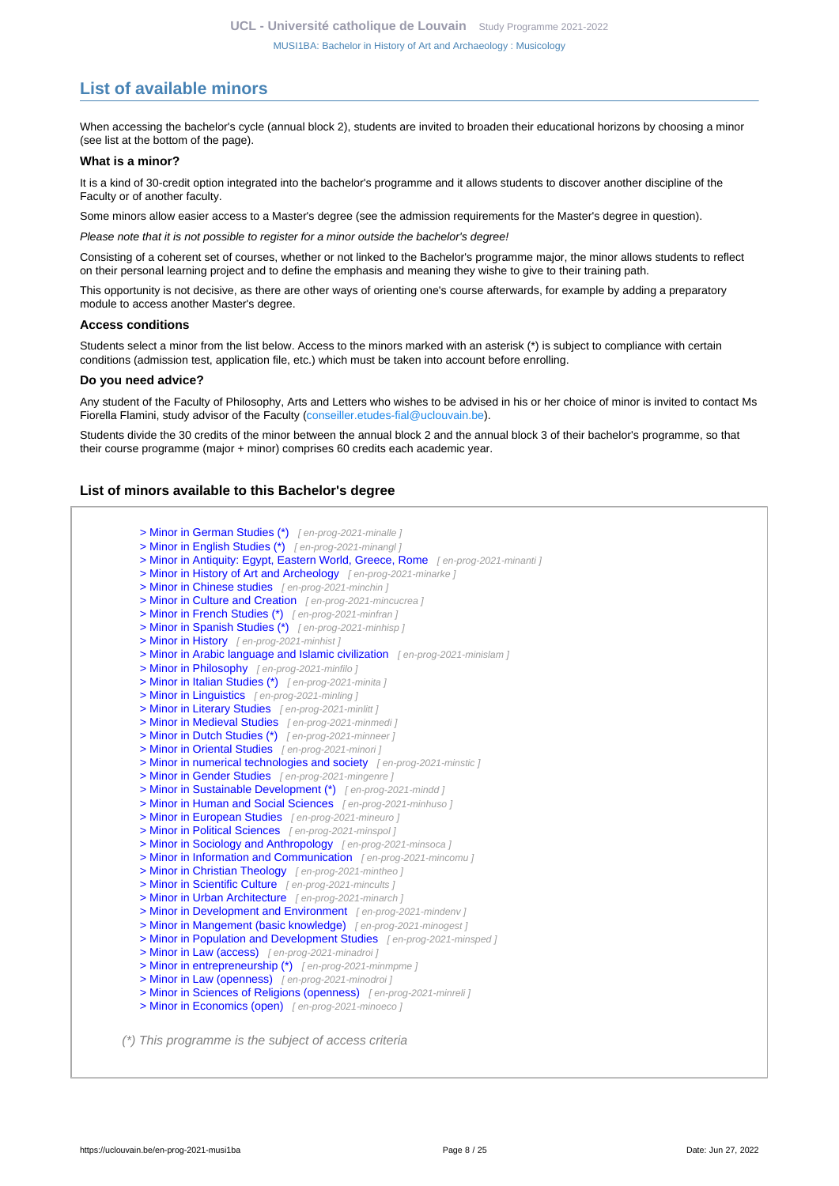## List of available minors

When accessing the bachelor's cycle (annual block 2), students are invited to broaden their educational horizons by choosing a minor (see list at the bottom of the page).

### What is a minor?

It is a kind of 30-credit option integrated into the bachelor's programme and it allows students to discover another discipline of the Faculty or of another faculty.

Some minors allow easier access to a Master's degree (see the admission requirements for the Master's degree in question).

*Please note that it is not possible to register for a minor outside the bachelor's degree!*

Consisting of a coherent set of courses, whether or not linked to the Bachelor's programme major, the minor allows students to reflect on their personal learning project and to define the emphasis and meaning they wishe to give to their training path.

This opportunity is not decisive, as there are other ways of orienting one's course afterwards, for example by adding a preparatory module to access another Master's degree.

### Access conditions

Students select a minor from the list below. Access to the minors marked with an asterisk (*) is subject to compliance with certain conditions (admission test, application file, etc.) which must be taken into account before enrolling.

### Do you need advice?

Any student of the Faculty of Philosophy, Arts and Letters who wishes to be advised in his or her choice of minor is invited to contact Ms Fiorella Flamini, study advisor of the Faculty (conseiller.etudes-fial@uclouvain.be).

Students divide the 30 credits of the minor between the annual block 2 and the annual block 3 of their bachelor's programme, so that their course programme (major + minor) comprises 60 credits each academic year.

### List of minors available to this Bachelor's degree

- > Minor in German Studies (*) [ en-prog-2021-minalle ]
- > Minor in English Studies (*) [ en-prog-2021-minangl ]
- > Minor in Antiquity: Egypt, Eastern World, Greece, Rome [ en-prog-2021-minanti ]
- > Minor in History of Art and Archeology [ en-prog-2021-minarke ]
- > Minor in Chinese studies [ en-prog-2021-minchin ]
- > Minor in Culture and Creation [ en-prog-2021-mincucrea ]
- > Minor in French Studies (*) [ en-prog-2021-minfran ]
- > Minor in Spanish Studies (*) [ en-prog-2021-minhisp ]
- > Minor in History [ en-prog-2021-minhist ]
- > Minor in Arabic language and Islamic civilization [ en-prog-2021-minislam ]
- > Minor in Philosophy [ en-prog-2021-minfilo ]
- > Minor in Italian Studies (*) [ en-prog-2021-minita ]
- > Minor in Linguistics [ en-prog-2021-minling ]
- > Minor in Literary Studies [ en-prog-2021-minlitt ]
- > Minor in Medieval Studies [ en-prog-2021-minmedi ]
- > Minor in Dutch Studies (*) [ en-prog-2021-minneer ]
- > Minor in Oriental Studies [ en-prog-2021-minori ]
- > Minor in numerical technologies and society [ en-prog-2021-minstic ]
- > Minor in Gender Studies [ en-prog-2021-mingenre ]
- > Minor in Sustainable Development (*) [ en-prog-2021-mindd ]
- > Minor in Human and Social Sciences [ en-prog-2021-minhuso ]
- > Minor in European Studies [ en-prog-2021-mineuro ]
- > Minor in Political Sciences [ en-prog-2021-minspol ]
- > Minor in Sociology and Anthropology [ en-prog-2021-minsoca ]
- > Minor in Information and Communication [ en-prog-2021-mincomu ]
- > Minor in Christian Theology [ en-prog-2021-mintheo ]
- > Minor in Scientific Culture [ en-prog-2021-mincults ]
- > Minor in Urban Architecture [ en-prog-2021-minarch ]
- > Minor in Development and Environment [ en-prog-2021-mindenv ]
- > Minor in Mangement (basic knowledge) [ en-prog-2021-minogest ]
- > Minor in Population and Development Studies [ en-prog-2021-minsped ]
- > Minor in Law (access) [ en-prog-2021-minadroi ]
- > Minor in entrepreneurship (*) [ en-prog-2021-minmpme ]
- > Minor in Law (openness) [ en-prog-2021-minodroi ]
- > Minor in Sciences of Religions (openness) [ en-prog-2021-minreli ]
- > Minor in Economics (open) [ en-prog-2021-minoeco ]

*(*) This programme is the subject of access criteria*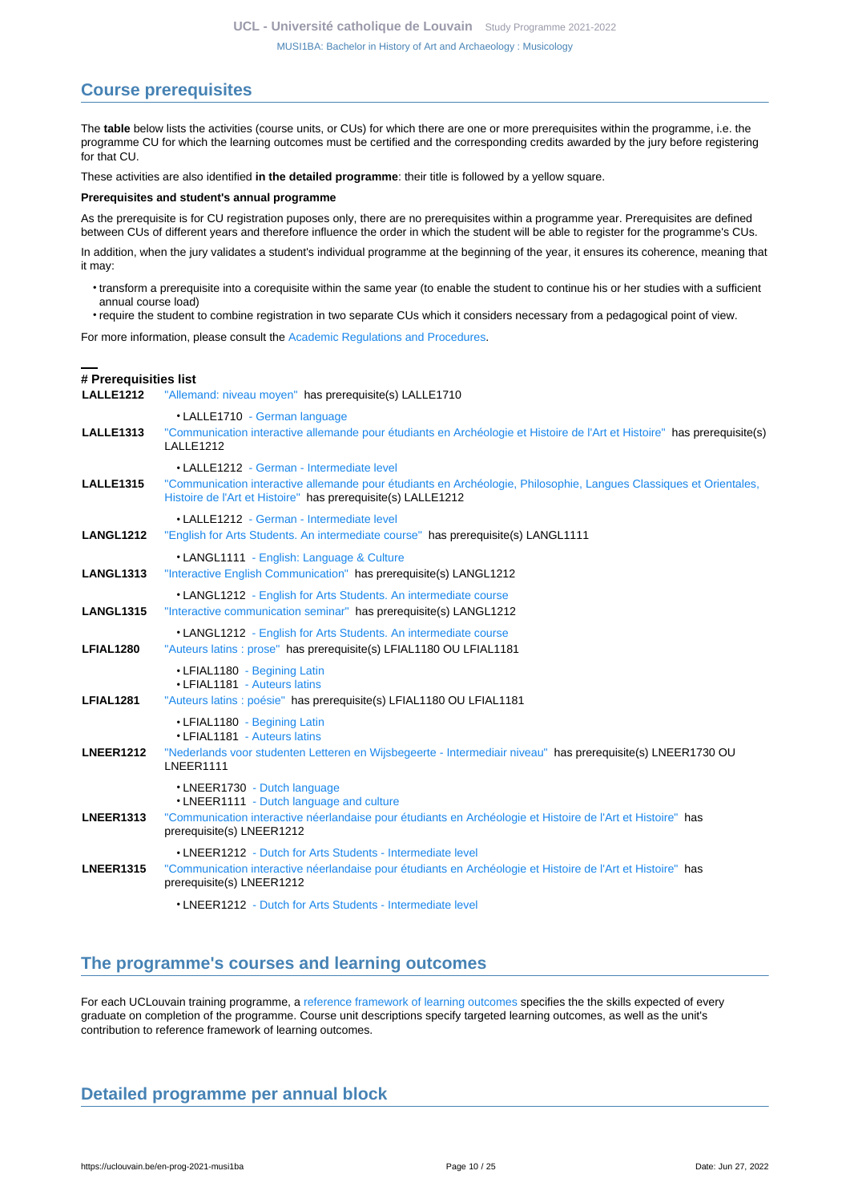## Course prerequisites

The **table** below lists the activities (course units, or CUs) for which there are one or more prerequisites within the programme, i.e. the programme CU for which the learning outcomes must be certified and the corresponding credits awarded by the jury before registering for that CU.

These activities are also identified **in the detailed programme**: their title is followed by a yellow square.

**Prerequisites and student's annual programme**

As the prerequisite is for CU registration puposes only, there are no prerequisites within a programme year. Prerequisites are defined between CUs of different years and therefore influence the order in which the student will be able to register for the programme's CUs.

In addition, when the jury validates a student's individual programme at the beginning of the year, it ensures its coherence, meaning that it may:

- transform a prerequisite into a corequisite within the same year (to enable the student to continue his or her studies with a sufficient annual course load)
- require the student to combine registration in two separate CUs which it considers necessary from a pedagogical point of view.

For more information, please consult the Academic Regulations and Procedures.

**# Prerequisities list**

**LALLE1212** "Allemand: niveau moyen" has prerequisite(s) LALLE1710

- LALLE1710 - German language

**LALLE1313** "Communication interactive allemande pour étudiants en Archéologie et Histoire de l'Art et Histoire" has prerequisite(s) LALLE1212

- LALLE1212 - German - Intermediate level

**LALLE1315** "Communication interactive allemande pour étudiants en Archéologie, Philosophie, Langues Classiques et Orientales, Histoire de l'Art et Histoire" has prerequisite(s) LALLE1212

- LALLE1212 - German - Intermediate level

**LANGL1212** "English for Arts Students. An intermediate course" has prerequisite(s) LANGL1111

- LANGL1111 - English: Language & Culture

**LANGL1313** "Interactive English Communication" has prerequisite(s) LANGL1212

- LANGL1212 - English for Arts Students. An intermediate course

**LANGL1315** "Interactive communication seminar" has prerequisite(s) LANGL1212

- LANGL1212 - English for Arts Students. An intermediate course

**LFIAL1280** "Auteurs latins : prose" has prerequisite(s) LFIAL1180 OU LFIAL1181

- LFIAL1180 - Begining Latin
- LFIAL1181 - Auteurs latins

**LFIAL1281** "Auteurs latins : poésie" has prerequisite(s) LFIAL1180 OU LFIAL1181

- LFIAL1180 - Begining Latin
- LFIAL1181 - Auteurs latins

**LNEER1212** "Nederlands voor studenten Letteren en Wijsbegeerte - Intermediair niveau" has prerequisite(s) LNEER1730 OU LNEER1111

- LNEER1730 - Dutch language
- LNEER1111 - Dutch language and culture

**LNEER1313** "Communication interactive néerlandaise pour étudiants en Archéologie et Histoire de l'Art et Histoire" has prerequisite(s) LNEER1212

- LNEER1212 - Dutch for Arts Students - Intermediate level

**LNEER1315** "Communication interactive néerlandaise pour étudiants en Archéologie et Histoire de l'Art et Histoire" has prerequisite(s) LNEER1212

- LNEER1212 - Dutch for Arts Students - Intermediate level

## The programme's courses and learning outcomes

For each UCLouvain training programme, a reference framework of learning outcomes specifies the the skills expected of every graduate on completion of the programme. Course unit descriptions specify targeted learning outcomes, as well as the unit's contribution to reference framework of learning outcomes.

## Detailed programme per annual block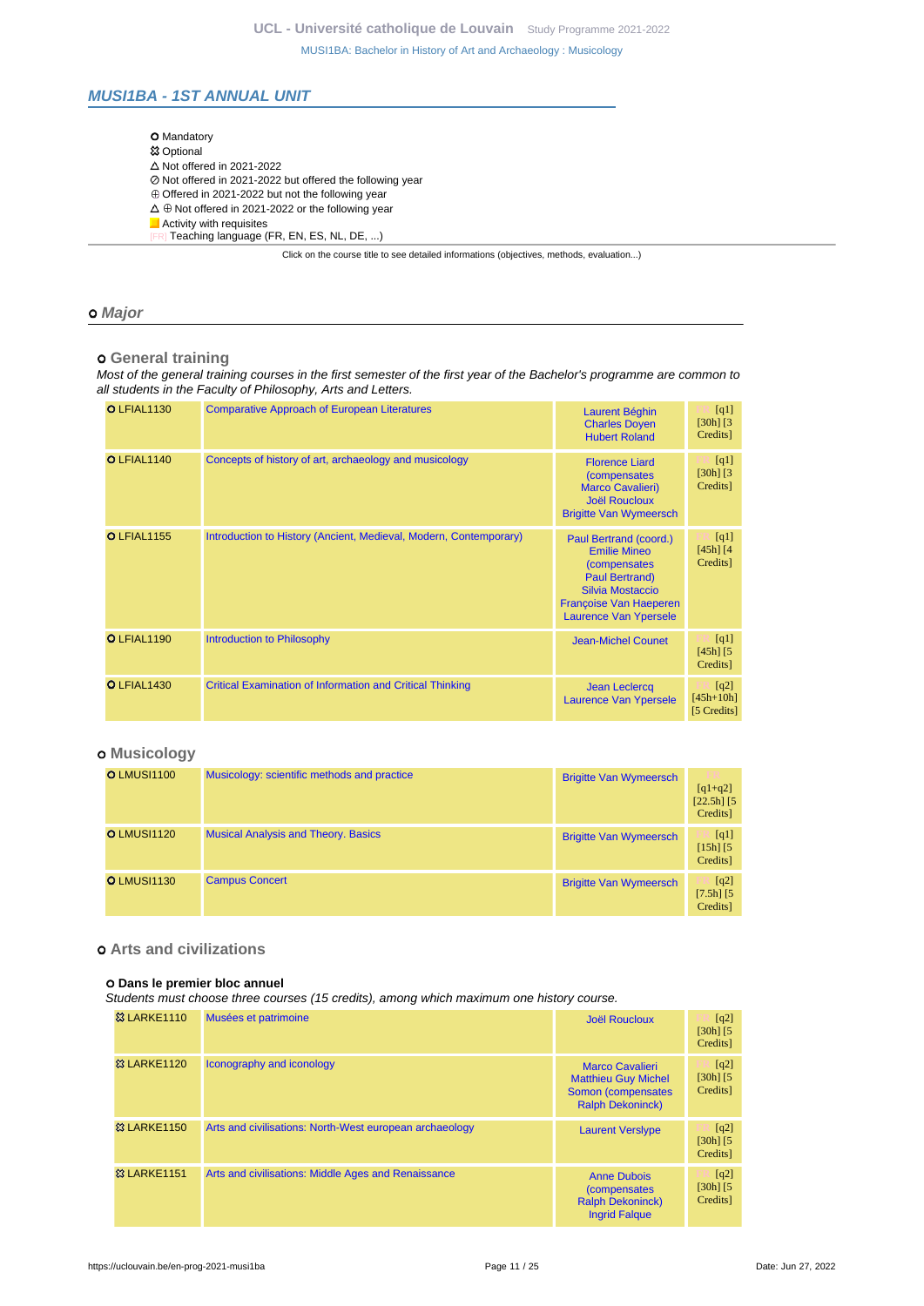## MUSI1BA - 1ST ANNUAL UNIT

- ○ Mandatory
- ☼ Optional
- △ Not offered in 2021-2022
- ⊘ Not offered in 2021-2022 but offered the following year
- ⊕ Offered in 2021-2022 but not the following year
- △ ⊕ Not offered in 2021-2022 or the following year
- Activity with requisites
- [FR] Teaching language (FR, EN, ES, NL, DE, ...)

Click on the course title to see detailed informations (objectives, methods, evaluation...)

### ○ Major

#### ○ General training

*Most of the general training courses in the first semester of the first year of the Bachelor's programme are common to all students in the Faculty of Philosophy, Arts and Letters.*

| Code | Title | Teachers | Details |
|---|---|---|---|
| ○ LFIAL1130 | Comparative Approach of European Literatures | Laurent Béghin, Charles Doyen, Hubert Roland | [FR] [q1] [30h] [3 Credits] |
| ○ LFIAL1140 | Concepts of history of art, archaeology and musicology | Florence Liard (compensates Marco Cavalieri), Joël Roucloux, Brigitte Van Wymeersch | [FR] [q1] [30h] [3 Credits] |
| ○ LFIAL1155 | Introduction to History (Ancient, Medieval, Modern, Contemporary) | Paul Bertrand (coord.), Emilie Mineo (compensates Paul Bertrand), Silvia Mostaccio, Françoise Van Haeperen, Laurence Van Ypersele | [FR] [q1] [45h] [4 Credits] |
| ○ LFIAL1190 | Introduction to Philosophy | Jean-Michel Counet | [FR] [q1] [45h] [5 Credits] |
| ○ LFIAL1430 | Critical Examination of Information and Critical Thinking | Jean Leclercq, Laurence Van Ypersele | [FR] [q2] [45h+10h] [5 Credits] |

#### ○ Musicology

| Code | Title | Teachers | Details |
|---|---|---|---|
| ○ LMUSI1100 | Musicology: scientific methods and practice | Brigitte Van Wymeersch | [FR] [q1+q2] [22.5h] [5 Credits] |
| ○ LMUSI1120 | Musical Analysis and Theory. Basics | Brigitte Van Wymeersch | [FR] [q1] [15h] [5 Credits] |
| ○ LMUSI1130 | Campus Concert | Brigitte Van Wymeersch | [FR] [q2] [7.5h] [5 Credits] |

#### ○ Arts and civilizations

##### ○ Dans le premier bloc annuel

*Students must choose three courses (15 credits), among which maximum one history course.*

| Code | Title | Teachers | Details |
|---|---|---|---|
| ☼ LARKE1110 | Musées et patrimoine | Joël Roucloux | [FR] [q2] [30h] [5 Credits] |
| ☼ LARKE1120 | Iconography and iconology | Marco Cavalieri, Matthieu Guy Michel Somon (compensates Ralph Dekoninck) | [FR] [q2] [30h] [5 Credits] |
| ☼ LARKE1150 | Arts and civilisations: North-West european archaeology | Laurent Verslype | [FR] [q2] [30h] [5 Credits] |
| ☼ LARKE1151 | Arts and civilisations: Middle Ages and Renaissance | Anne Dubois (compensates Ralph Dekoninck), Ingrid Falque | [FR] [q2] [30h] [5 Credits] |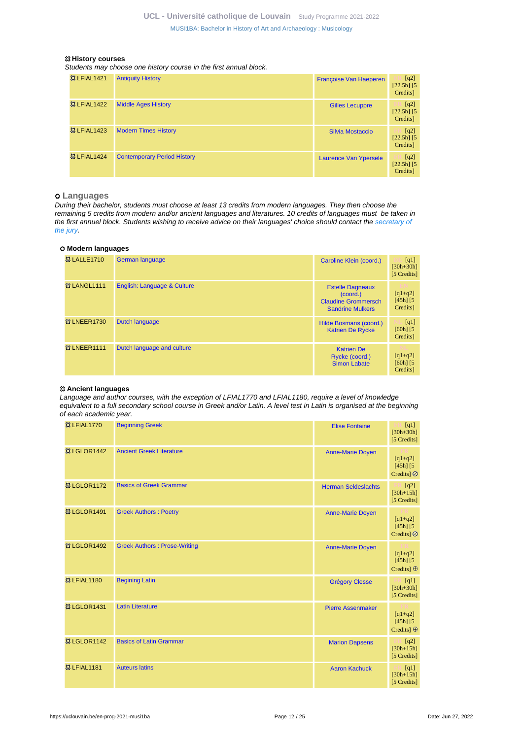#### History courses

*Students may choose one history course in the first annual block.*

| | | | |
|---|---|---|---|
| LFIAL1421 | Antiquity History | Françoise Van Haeperen | FR [q2] [22.5h] [5 Credits] |
| LFIAL1422 | Middle Ages History | Gilles Lecuppre | FR [q2] [22.5h] [5 Credits] |
| LFIAL1423 | Modern Times History | Silvia Mostaccio | FR [q2] [22.5h] [5 Credits] |
| LFIAL1424 | Contemporary Period History | Laurence Van Ypersele | FR [q2] [22.5h] [5 Credits] |

### Languages

*During their bachelor, students must choose at least 13 credits from modern languages. They then choose the remaining 5 credits from modern and/or ancient languages and literatures. 10 credits of languages must be taken in the first annuel block. Students wishing to receive advice on their languages' choice should contact the secretary of the jury.*

#### Modern languages

| | | | |
|---|---|---|---|
| LALLE1710 | German language | Caroline Klein (coord.) | DE [q1] [30h+30h] [5 Credits] |
| LANGL1111 | English: Language & Culture | Estelle Dagneaux (coord.) Claudine Grommersch Sandrine Mulkers | EN [q1+q2] [45h] [5 Credits] |
| LNEER1730 | Dutch language | Hilde Bosmans (coord.) Katrien De Rycke | NL [q1] [60h] [5 Credits] |
| LNEER1111 | Dutch language and culture | Katrien De Rycke (coord.) Simon Labate | NL [q1+q2] [60h] [5 Credits] |

#### Ancient languages

*Language and author courses, with the exception of LFIAL1770 and LFIAL1180, require a level of knowledge equivalent to a full secondary school course in Greek and/or Latin. A level test in Latin is organised at the beginning of each academic year.*

| | | | |
|---|---|---|---|
| LFIAL1770 | Beginning Greek | Elise Fontaine | FR [q1] [30h+30h] [5 Credits] |
| LGLOR1442 | Ancient Greek Literature | Anne-Marie Doyen | FR [q1+q2] [45h] [5 Credits] ⊘ |
| LGLOR1172 | Basics of Greek Grammar | Herman Seldeslachts | FR [q2] [30h+15h] [5 Credits] |
| LGLOR1491 | Greek Authors : Poetry | Anne-Marie Doyen | FR [q1+q2] [45h] [5 Credits] ⊘ |
| LGLOR1492 | Greek Authors : Prose-Writing | Anne-Marie Doyen | FR [q1+q2] [45h] [5 Credits] ⊕ |
| LFIAL1180 | Begining Latin | Grégory Clesse | FR [q1] [30h+30h] [5 Credits] |
| LGLOR1431 | Latin Literature | Pierre Assenmaker | FR [q1+q2] [45h] [5 Credits] ⊕ |
| LGLOR1142 | Basics of Latin Grammar | Marion Dapsens | FR [q2] [30h+15h] [5 Credits] |
| LFIAL1181 | Auteurs latins | Aaron Kachuck | FR [q1] [30h+15h] [5 Credits] |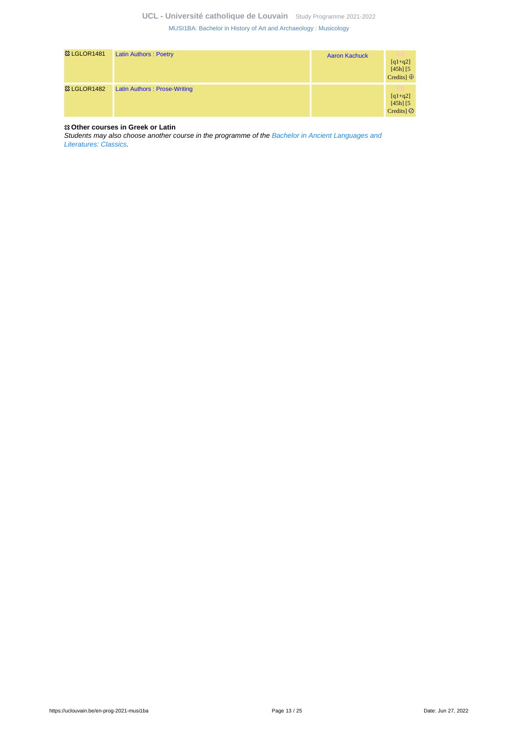| | | | |
|---|---|---|---|
| ⚜ LGLOR1481 | Latin Authors : Poetry | Aaron Kachuck | FR [q1+q2] [45h] [5 Credits] ⊕ |
| ⚜ LGLOR1482 | Latin Authors : Prose-Writing | | FR [q1+q2] [45h] [5 Credits] ⊘ |

⚜ **Other courses in Greek or Latin**

*Students may also choose another course in the programme of the Bachelor in Ancient Languages and Literatures: Classics.*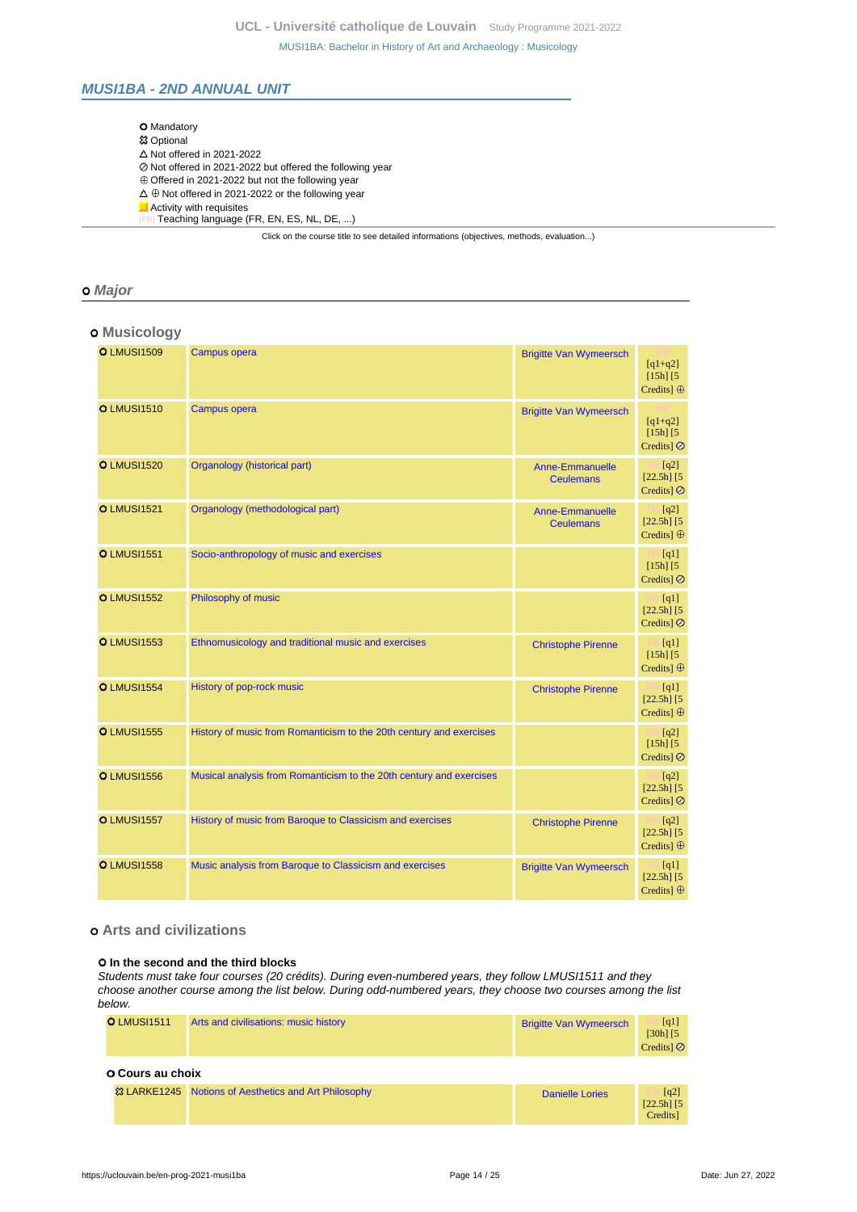## MUSI1BA - 2ND ANNUAL UNIT

- ⭘ Mandatory
- ☼ Optional
- △ Not offered in 2021-2022
- ⊘ Not offered in 2021-2022 but offered the following year
- ⊕ Offered in 2021-2022 but not the following year
- △ ⊕ Not offered in 2021-2022 or the following year
- Activity with requisites
- [FR] Teaching language (FR, EN, ES, NL, DE, ...)

Click on the course title to see detailed informations (objectives, methods, evaluation...)

### ⭘ Major

#### ⭘ Musicology

| Code | Title | Teacher | Details |
| --- | --- | --- | --- |
| ⭘ LMUSI1509 | Campus opera | Brigitte Van Wymeersch | FR [q1+q2] [15h] [5 Credits] ⊕ |
| ⭘ LMUSI1510 | Campus opera | Brigitte Van Wymeersch | FR [q1+q2] [15h] [5 Credits] ⊘ |
| ⭘ LMUSI1520 | Organology (historical part) | Anne-Emmanuelle Ceulemans | FR [q2] [22.5h] [5 Credits] ⊘ |
| ⭘ LMUSI1521 | Organology (methodological part) | Anne-Emmanuelle Ceulemans | FR [q2] [22.5h] [5 Credits] ⊕ |
| ⭘ LMUSI1551 | Socio-anthropology of music and exercises | | FR [q1] [15h] [5 Credits] ⊘ |
| ⭘ LMUSI1552 | Philosophy of music | | FR [q1] [22.5h] [5 Credits] ⊘ |
| ⭘ LMUSI1553 | Ethnomusicology and traditional music and exercises | Christophe Pirenne | FR [q1] [15h] [5 Credits] ⊕ |
| ⭘ LMUSI1554 | History of pop-rock music | Christophe Pirenne | FR [q1] [22.5h] [5 Credits] ⊕ |
| ⭘ LMUSI1555 | History of music from Romanticism to the 20th century and exercises | | FR [q2] [15h] [5 Credits] ⊘ |
| ⭘ LMUSI1556 | Musical analysis from Romanticism to the 20th century and exercises | | FR [q2] [22.5h] [5 Credits] ⊘ |
| ⭘ LMUSI1557 | History of music from Baroque to Classicism and exercises | Christophe Pirenne | FR [q2] [22.5h] [5 Credits] ⊕ |
| ⭘ LMUSI1558 | Music analysis from Baroque to Classicism and exercises | Brigitte Van Wymeersch | FR [q1] [22.5h] [5 Credits] ⊕ |

#### ⭘ Arts and civilizations

##### ⭘ In the second and the third blocks

*Students must take four courses (20 crédits). During even-numbered years, they follow LMUSI1511 and they choose another course among the list below. During odd-numbered years, they choose two courses among the list below.*

| Code | Title | Teacher | Details |
| --- | --- | --- | --- |
| ⭘ LMUSI1511 | Arts and civilisations: music history | Brigitte Van Wymeersch | FR [q1] [30h] [5 Credits] ⊘ |

##### ⭘ Cours au choix

| Code | Title | Teacher | Details |
| --- | --- | --- | --- |
| ☼ LARKE1245 | Notions of Aesthetics and Art Philosophy | Danielle Lories | FR [q2] [22.5h] [5 Credits] |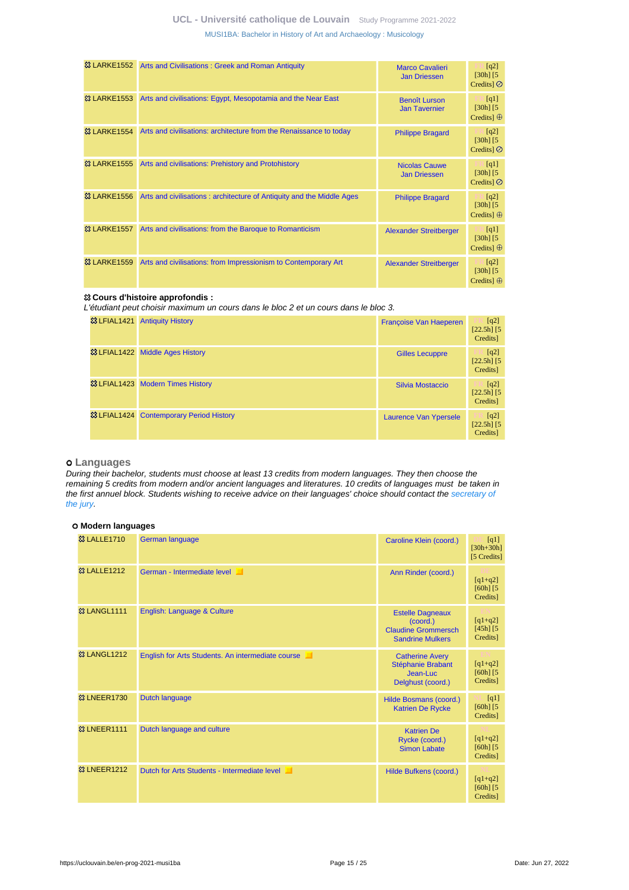| | | | |
|---|---|---|---|
| ✲ LARKE1552 | Arts and Civilisations : Greek and Roman Antiquity | Marco Cavalieri<br>Jan Driessen | FR [q2] [30h] [5 Credits] ⊘ |
| ✲ LARKE1553 | Arts and civilisations: Egypt, Mesopotamia and the Near East | Benoît Lurson<br>Jan Tavernier | FR [q1] [30h] [5 Credits] ⊕ |
| ✲ LARKE1554 | Arts and civilisations: architecture from the Renaissance to today | Philippe Bragard | FR [q2] [30h] [5 Credits] ⊘ |
| ✲ LARKE1555 | Arts and civilisations: Prehistory and Protohistory | Nicolas Cauwe<br>Jan Driessen | FR [q1] [30h] [5 Credits] ⊘ |
| ✲ LARKE1556 | Arts and civilisations : architecture of Antiquity and the Middle Ages | Philippe Bragard | FR [q2] [30h] [5 Credits] ⊕ |
| ✲ LARKE1557 | Arts and civilisations: from the Baroque to Romanticism | Alexander Streitberger | FR [q1] [30h] [5 Credits] ⊕ |
| ✲ LARKE1559 | Arts and civilisations: from Impressionism to Contemporary Art | Alexander Streitberger | FR [q2] [30h] [5 Credits] ⊕ |

**✲ Cours d'histoire approfondis :**

*L'étudiant peut choisir maximum un cours dans le bloc 2 et un cours dans le bloc 3.*

| | | | |
|---|---|---|---|
| ✲ LFIAL1421 | Antiquity History | Françoise Van Haeperen | FR [q2] [22.5h] [5 Credits] |
| ✲ LFIAL1422 | Middle Ages History | Gilles Lecuppre | FR [q2] [22.5h] [5 Credits] |
| ✲ LFIAL1423 | Modern Times History | Silvia Mostaccio | FR [q2] [22.5h] [5 Credits] |
| ✲ LFIAL1424 | Contemporary Period History | Laurence Van Ypersele | FR [q2] [22.5h] [5 Credits] |

## ○ Languages

*During their bachelor, students must choose at least 13 credits from modern languages. They then choose the remaining 5 credits from modern and/or ancient languages and literatures. 10 credits of languages must be taken in the first annuel block. Students wishing to receive advice on their languages' choice should contact the secretary of the jury.*

### ○ Modern languages

| | | | |
|---|---|---|---|
| ✲ LALLE1710 | German language | Caroline Klein (coord.) | DE [q1] [30h+30h] [5 Credits] |
| ✲ LALLE1212 | German - Intermediate level | Ann Rinder (coord.) | DE [q1+q2] [60h] [5 Credits] |
| ✲ LANGL1111 | English: Language & Culture | Estelle Dagneaux (coord.)<br>Claudine Grommersch<br>Sandrine Mulkers | EN [q1+q2] [45h] [5 Credits] |
| ✲ LANGL1212 | English for Arts Students. An intermediate course | Catherine Avery<br>Stéphanie Brabant<br>Jean-Luc Delghust (coord.) | EN [q1+q2] [60h] [5 Credits] |
| ✲ LNEER1730 | Dutch language | Hilde Bosmans (coord.)<br>Katrien De Rycke | NL [q1] [60h] [5 Credits] |
| ✲ LNEER1111 | Dutch language and culture | Katrien De Rycke (coord.)<br>Simon Labate | NL [q1+q2] [60h] [5 Credits] |
| ✲ LNEER1212 | Dutch for Arts Students - Intermediate level | Hilde Bufkens (coord.) | NL [q1+q2] [60h] [5 Credits] |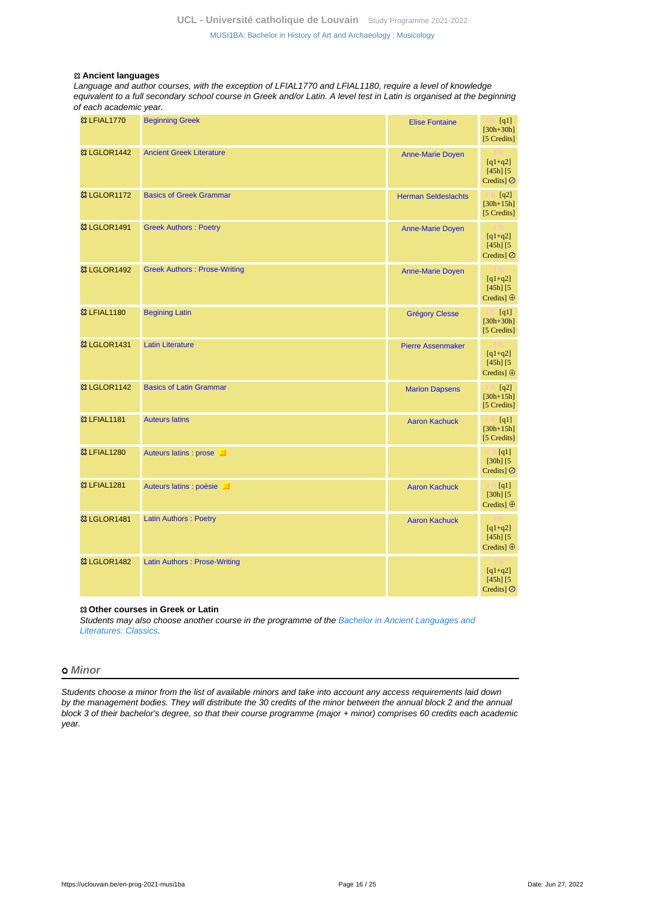#### Ancient languages

*Language and author courses, with the exception of LFIAL1770 and LFIAL1180, require a level of knowledge equivalent to a full secondary school course in Greek and/or Latin. A level test in Latin is organised at the beginning of each academic year.*

| Code | Course | Teacher | Details |
|---|---|---|---|
| LFIAL1770 | Beginning Greek | Elise Fontaine | FR [q1] [30h+30h] [5 Credits] |
| LGLOR1442 | Ancient Greek Literature | Anne-Marie Doyen | FR [q1+q2] [45h] [5 Credits] ⊘ |
| LGLOR1172 | Basics of Greek Grammar | Herman Seldeslachts | FR [q2] [30h+15h] [5 Credits] |
| LGLOR1491 | Greek Authors : Poetry | Anne-Marie Doyen | FR [q1+q2] [45h] [5 Credits] ⊘ |
| LGLOR1492 | Greek Authors : Prose-Writing | Anne-Marie Doyen | FR [q1+q2] [45h] [5 Credits] ⊕ |
| LFIAL1180 | Begining Latin | Grégory Clesse | FR [q1] [30h+30h] [5 Credits] |
| LGLOR1431 | Latin Literature | Pierre Assenmaker | FR [q1+q2] [45h] [5 Credits] ⊕ |
| LGLOR1142 | Basics of Latin Grammar | Marion Dapsens | FR [q2] [30h+15h] [5 Credits] |
| LFIAL1181 | Auteurs latins | Aaron Kachuck | FR [q1] [30h+15h] [5 Credits] |
| LFIAL1280 | Auteurs latins : prose | | FR [q1] [30h] [5 Credits] ⊘ |
| LFIAL1281 | Auteurs latins : poésie | Aaron Kachuck | FR [q1] [30h] [5 Credits] ⊕ |
| LGLOR1481 | Latin Authors : Poetry | Aaron Kachuck | FR [q1+q2] [45h] [5 Credits] ⊕ |
| LGLOR1482 | Latin Authors : Prose-Writing | | FR [q1+q2] [45h] [5 Credits] ⊘ |

#### Other courses in Greek or Latin

*Students may also choose another course in the programme of the Bachelor in Ancient Languages and Literatures: Classics.*

## Minor

*Students choose a minor from the list of available minors and take into account any access requirements laid down by the management bodies. They will distribute the 30 credits of the minor between the annual block 2 and the annual block 3 of their bachelor's degree, so that their course programme (major + minor) comprises 60 credits each academic year.*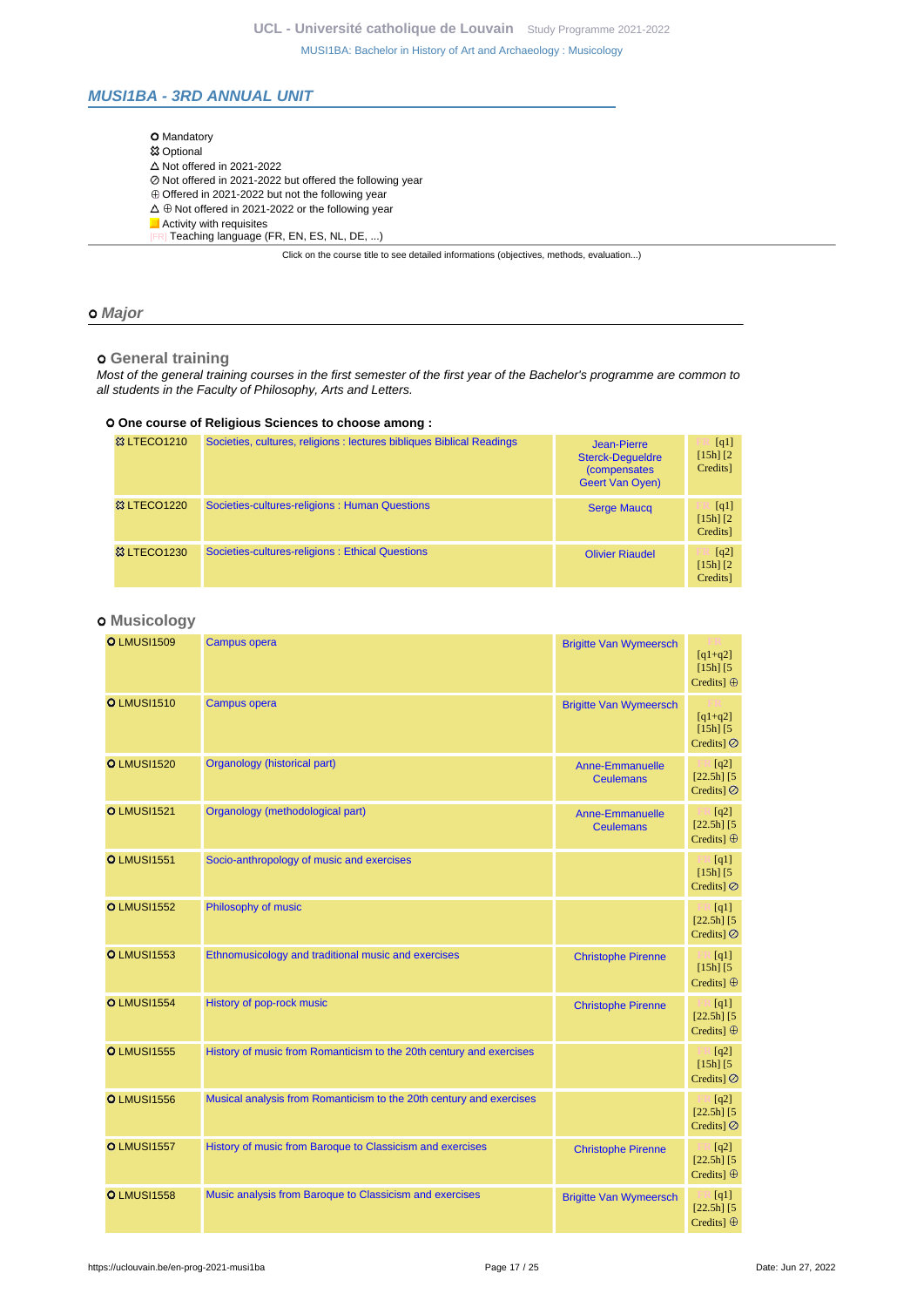## MUSI1BA - 3RD ANNUAL UNIT

- ⭘ Mandatory
- ☋ Optional
- △ Not offered in 2021-2022
- ⊘ Not offered in 2021-2022 but offered the following year
- ⊕ Offered in 2021-2022 but not the following year
- △ ⊕ Not offered in 2021-2022 or the following year
- ■ Activity with requisites
- [FR] Teaching language (FR, EN, ES, NL, DE, ...)

Click on the course title to see detailed informations (objectives, methods, evaluation...)

### ⭘ Major

#### ⭘ General training

*Most of the general training courses in the first semester of the first year of the Bachelor's programme are common to all students in the Faculty of Philosophy, Arts and Letters.*

**⭘ One course of Religious Sciences to choose among :**

| Code | Course | Teacher | Details |
|---|---|---|---|
| ☋ LTECO1210 | Societies, cultures, religions : lectures bibliques Biblical Readings | Jean-Pierre Sterck-Degueldre (compensates Geert Van Oyen) | [FR] [q1] [15h] [2 Credits] |
| ☋ LTECO1220 | Societies-cultures-religions : Human Questions | Serge Maucq | [FR] [q1] [15h] [2 Credits] |
| ☋ LTECO1230 | Societies-cultures-religions : Ethical Questions | Olivier Riaudel | [FR] [q2] [15h] [2 Credits] |

#### ⭘ Musicology

| Code | Course | Teacher | Details |
|---|---|---|---|
| ⭘ LMUSI1509 | Campus opera | Brigitte Van Wymeersch | [FR] [q1+q2] [15h] [5 Credits] ⊕ |
| ⭘ LMUSI1510 | Campus opera | Brigitte Van Wymeersch | [FR] [q1+q2] [15h] [5 Credits] ⊘ |
| ⭘ LMUSI1520 | Organology (historical part) | Anne-Emmanuelle Ceulemans | [FR] [q2] [22.5h] [5 Credits] ⊘ |
| ⭘ LMUSI1521 | Organology (methodological part) | Anne-Emmanuelle Ceulemans | [FR] [q2] [22.5h] [5 Credits] ⊕ |
| ⭘ LMUSI1551 | Socio-anthropology of music and exercises | | [FR] [q1] [15h] [5 Credits] ⊘ |
| ⭘ LMUSI1552 | Philosophy of music | | [FR] [q1] [22.5h] [5 Credits] ⊘ |
| ⭘ LMUSI1553 | Ethnomusicology and traditional music and exercises | Christophe Pirenne | [FR] [q1] [15h] [5 Credits] ⊕ |
| ⭘ LMUSI1554 | History of pop-rock music | Christophe Pirenne | [FR] [q1] [22.5h] [5 Credits] ⊕ |
| ⭘ LMUSI1555 | History of music from Romanticism to the 20th century and exercises | | [FR] [q2] [15h] [5 Credits] ⊘ |
| ⭘ LMUSI1556 | Musical analysis from Romanticism to the 20th century and exercises | | [FR] [q2] [22.5h] [5 Credits] ⊘ |
| ⭘ LMUSI1557 | History of music from Baroque to Classicism and exercises | Christophe Pirenne | [FR] [q2] [22.5h] [5 Credits] ⊕ |
| ⭘ LMUSI1558 | Music analysis from Baroque to Classicism and exercises | Brigitte Van Wymeersch | [FR] [q1] [22.5h] [5 Credits] ⊕ |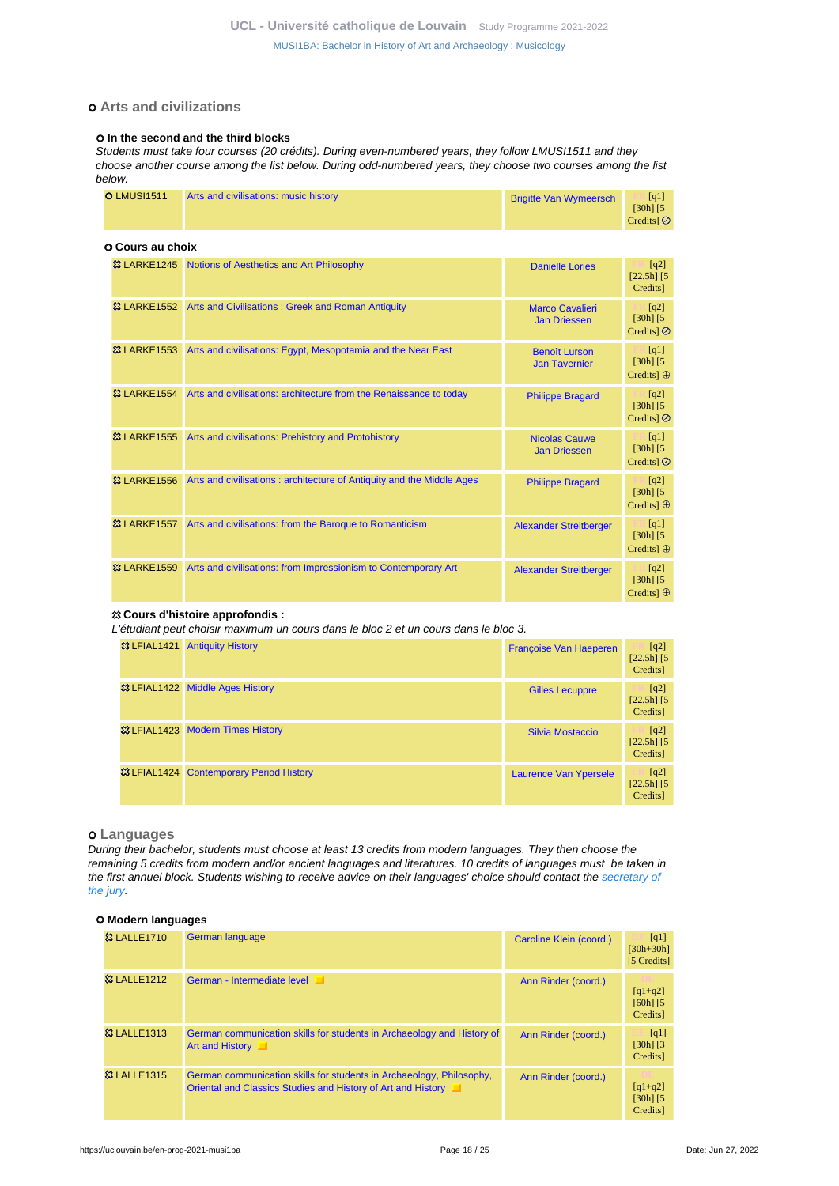## Arts and civilizations

### In the second and the third blocks

*Students must take four courses (20 crédits). During even-numbered years, they follow LMUSI1511 and they choose another course among the list below. During odd-numbered years, they choose two courses among the list below.*

| | | | |
|---|---|---|---|
| LMUSI1511 | Arts and civilisations: music history | Brigitte Van Wymeersch | [q1] [30h] [5 Credits] ⊘ |

### Cours au choix

| | | | |
|---|---|---|---|
| LARKE1245 | Notions of Aesthetics and Art Philosophy | Danielle Lories | [q2] [22.5h] [5 Credits] |
| LARKE1552 | Arts and Civilisations : Greek and Roman Antiquity | Marco Cavalieri, Jan Driessen | [q2] [30h] [5 Credits] ⊘ |
| LARKE1553 | Arts and civilisations: Egypt, Mesopotamia and the Near East | Benoît Lurson, Jan Tavernier | [q1] [30h] [5 Credits] ⊕ |
| LARKE1554 | Arts and civilisations: architecture from the Renaissance to today | Philippe Bragard | [q2] [30h] [5 Credits] ⊘ |
| LARKE1555 | Arts and civilisations: Prehistory and Protohistory | Nicolas Cauwe, Jan Driessen | [q1] [30h] [5 Credits] ⊘ |
| LARKE1556 | Arts and civilisations : architecture of Antiquity and the Middle Ages | Philippe Bragard | [q2] [30h] [5 Credits] ⊕ |
| LARKE1557 | Arts and civilisations: from the Baroque to Romanticism | Alexander Streitberger | [q1] [30h] [5 Credits] ⊕ |
| LARKE1559 | Arts and civilisations: from Impressionism to Contemporary Art | Alexander Streitberger | [q2] [30h] [5 Credits] ⊕ |

### Cours d'histoire approfondis :

*L'étudiant peut choisir maximum un cours dans le bloc 2 et un cours dans le bloc 3.*

| | | | |
|---|---|---|---|
| LFIAL1421 | Antiquity History | Françoise Van Haeperen | [q2] [22.5h] [5 Credits] |
| LFIAL1422 | Middle Ages History | Gilles Lecuppre | [q2] [22.5h] [5 Credits] |
| LFIAL1423 | Modern Times History | Silvia Mostaccio | [q2] [22.5h] [5 Credits] |
| LFIAL1424 | Contemporary Period History | Laurence Van Ypersele | [q2] [22.5h] [5 Credits] |

## Languages

*During their bachelor, students must choose at least 13 credits from modern languages. They then choose the remaining 5 credits from modern and/or ancient languages and literatures. 10 credits of languages must be taken in the first annuel block. Students wishing to receive advice on their languages' choice should contact the secretary of the jury.*

### Modern languages

| | | | |
|---|---|---|---|
| LALLE1710 | German language | Caroline Klein (coord.) | [q1] [30h+30h] [5 Credits] |
| LALLE1212 | German - Intermediate level | Ann Rinder (coord.) | [q1+q2] [60h] [5 Credits] |
| LALLE1313 | German communication skills for students in Archaeology and History of Art and History | Ann Rinder (coord.) | [q1] [30h] [3 Credits] |
| LALLE1315 | German communication skills for students in Archaeology, Philosophy, Oriental and Classics Studies and History of Art and History | Ann Rinder (coord.) | [q1+q2] [30h] [5 Credits] |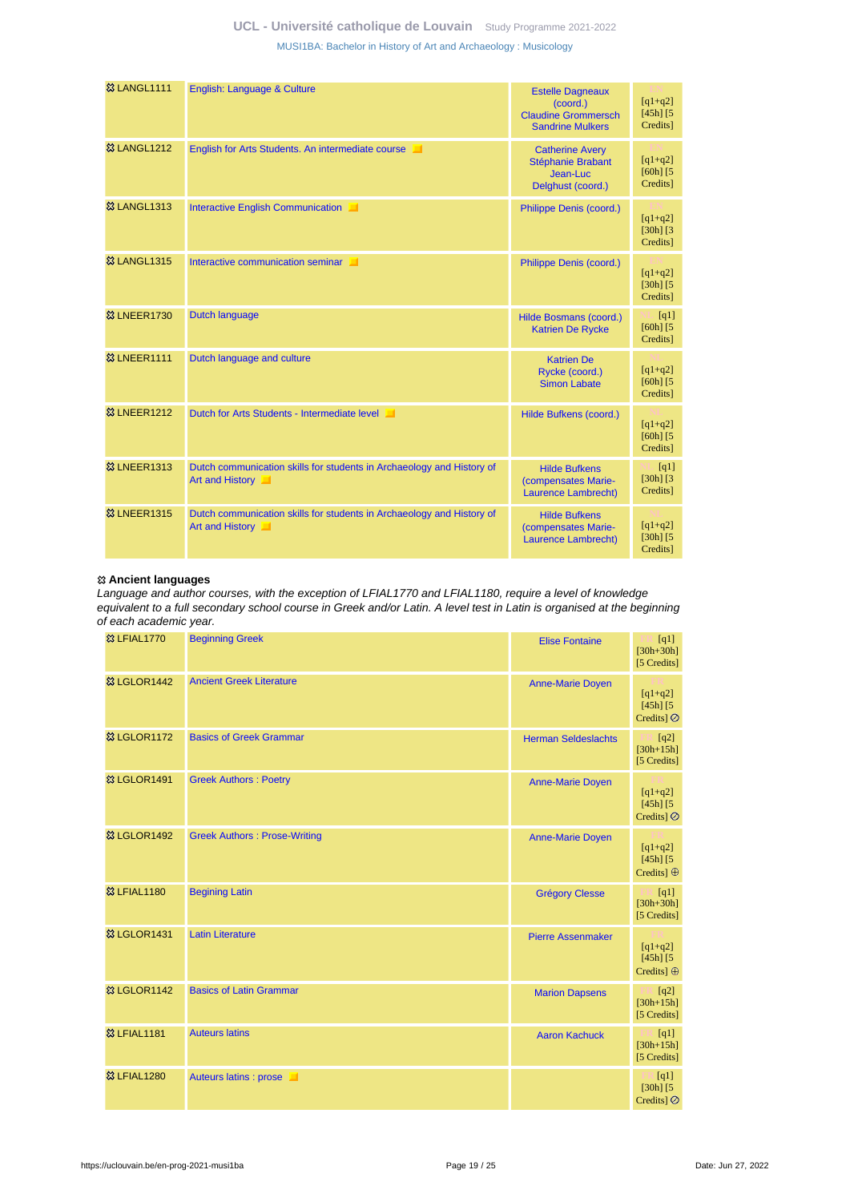| | | | |
|---|---|---|---|
| LANGL1111 | English: Language & Culture | Estelle Dagneaux (coord.) Claudine Grommersch Sandrine Mulkers | EN [q1+q2] [45h] [5 Credits] |
| LANGL1212 | English for Arts Students. An intermediate course | Catherine Avery Stéphanie Brabant Jean-Luc Delghust (coord.) | EN [q1+q2] [60h] [5 Credits] |
| LANGL1313 | Interactive English Communication | Philippe Denis (coord.) | EN [q1+q2] [30h] [3 Credits] |
| LANGL1315 | Interactive communication seminar | Philippe Denis (coord.) | EN [q1+q2] [30h] [5 Credits] |
| LNEER1730 | Dutch language | Hilde Bosmans (coord.) Katrien De Rycke | NL [q1] [60h] [5 Credits] |
| LNEER1111 | Dutch language and culture | Katrien De Rycke (coord.) Simon Labate | NL [q1+q2] [60h] [5 Credits] |
| LNEER1212 | Dutch for Arts Students - Intermediate level | Hilde Bufkens (coord.) | NL [q1+q2] [60h] [5 Credits] |
| LNEER1313 | Dutch communication skills for students in Archaeology and History of Art and History | Hilde Bufkens (compensates Marie-Laurence Lambrecht) | NL [q1] [30h] [3 Credits] |
| LNEER1315 | Dutch communication skills for students in Archaeology and History of Art and History | Hilde Bufkens (compensates Marie-Laurence Lambrecht) | NL [q1+q2] [30h] [5 Credits] |

**Ancient languages**

*Language and author courses, with the exception of LFIAL1770 and LFIAL1180, require a level of knowledge equivalent to a full secondary school course in Greek and/or Latin. A level test in Latin is organised at the beginning of each academic year.*

| | | | |
|---|---|---|---|
| LFIAL1770 | Beginning Greek | Elise Fontaine | FR [q1] [30h+30h] [5 Credits] |
| LGLOR1442 | Ancient Greek Literature | Anne-Marie Doyen | FR [q1+q2] [45h] [5 Credits] ⊘ |
| LGLOR1172 | Basics of Greek Grammar | Herman Seldeslachts | FR [q2] [30h+15h] [5 Credits] |
| LGLOR1491 | Greek Authors : Poetry | Anne-Marie Doyen | FR [q1+q2] [45h] [5 Credits] ⊘ |
| LGLOR1492 | Greek Authors : Prose-Writing | Anne-Marie Doyen | FR [q1+q2] [45h] [5 Credits] ⊕ |
| LFIAL1180 | Begining Latin | Grégory Clesse | FR [q1] [30h+30h] [5 Credits] |
| LGLOR1431 | Latin Literature | Pierre Assenmaker | FR [q1+q2] [45h] [5 Credits] ⊕ |
| LGLOR1142 | Basics of Latin Grammar | Marion Dapsens | FR [q2] [30h+15h] [5 Credits] |
| LFIAL1181 | Auteurs latins | Aaron Kachuck | FR [q1] [30h+15h] [5 Credits] |
| LFIAL1280 | Auteurs latins : prose | | FR [q1] [30h] [5 Credits] ⊘ |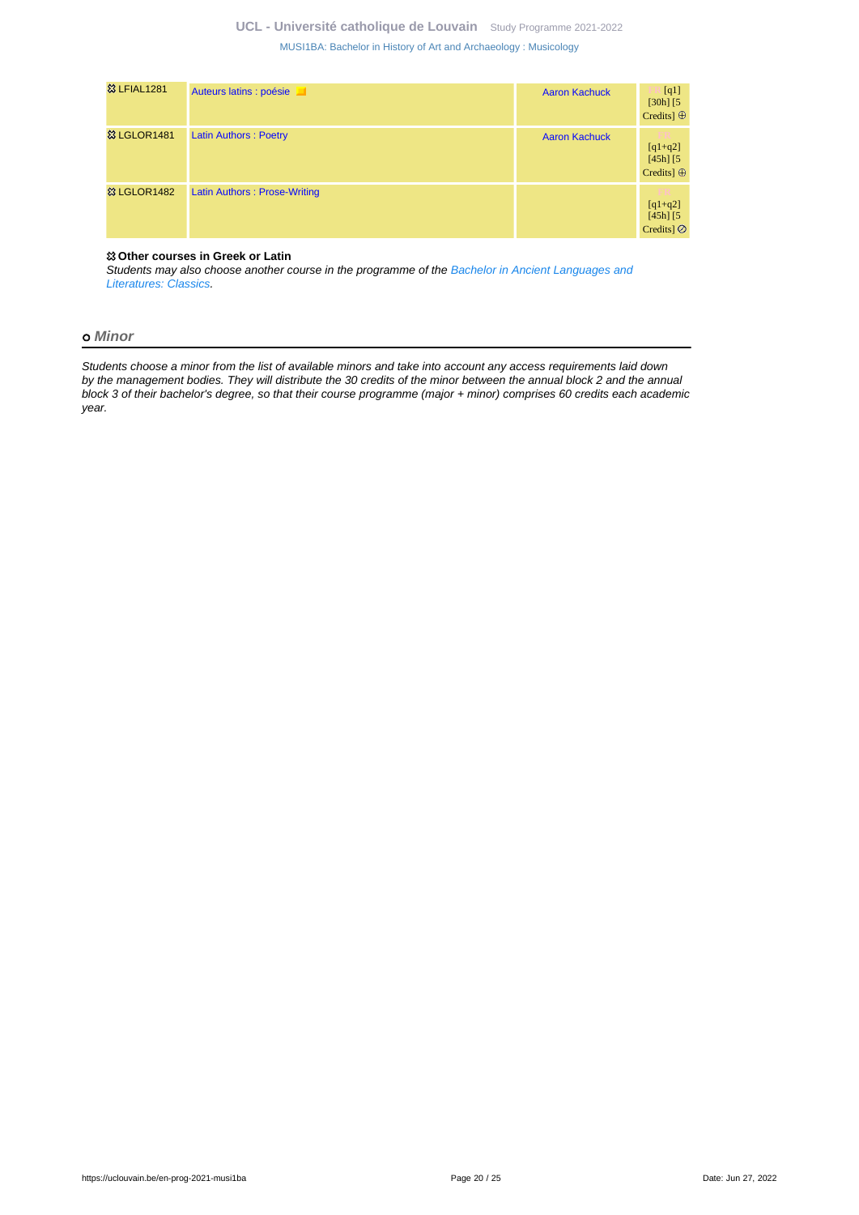| | | | |
|---|---|---|---|
| ꕥ LFIAL1281 | Auteurs latins : poésie | Aaron Kachuck | FR [q1] [30h] [5 Credits] ⊕ |
| ꕥ LGLOR1481 | Latin Authors : Poetry | Aaron Kachuck | FR [q1+q2] [45h] [5 Credits] ⊕ |
| ꕥ LGLOR1482 | Latin Authors : Prose-Writing | | FR [q1+q2] [45h] [5 Credits] ⊘ |

**ꕥ Other courses in Greek or Latin**

*Students may also choose another course in the programme of the Bachelor in Ancient Languages and Literatures: Classics.*

## o Minor

*Students choose a minor from the list of available minors and take into account any access requirements laid down by the management bodies. They will distribute the 30 credits of the minor between the annual block 2 and the annual block 3 of their bachelor's degree, so that their course programme (major + minor) comprises 60 credits each academic year.*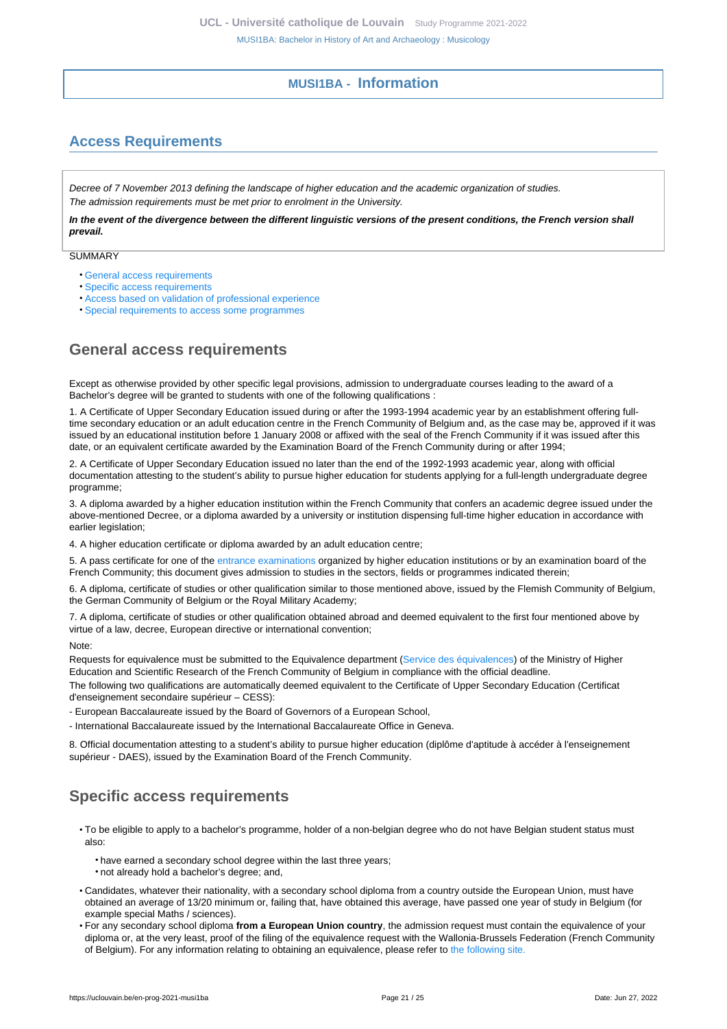## MUSI1BA - Information

## Access Requirements

*Decree of 7 November 2013 defining the landscape of higher education and the academic organization of studies.*
*The admission requirements must be met prior to enrolment in the University.*

***In the event of the divergence between the different linguistic versions of the present conditions, the French version shall prevail.***

SUMMARY

- General access requirements
- Specific access requirements
- Access based on validation of professional experience
- Special requirements to access some programmes

### General access requirements

Except as otherwise provided by other specific legal provisions, admission to undergraduate courses leading to the award of a Bachelor's degree will be granted to students with one of the following qualifications :

1. A Certificate of Upper Secondary Education issued during or after the 1993-1994 academic year by an establishment offering full-time secondary education or an adult education centre in the French Community of Belgium and, as the case may be, approved if it was issued by an educational institution before 1 January 2008 or affixed with the seal of the French Community if it was issued after this date, or an equivalent certificate awarded by the Examination Board of the French Community during or after 1994;

2. A Certificate of Upper Secondary Education issued no later than the end of the 1992-1993 academic year, along with official documentation attesting to the student's ability to pursue higher education for students applying for a full-length undergraduate degree programme;

3. A diploma awarded by a higher education institution within the French Community that confers an academic degree issued under the above-mentioned Decree, or a diploma awarded by a university or institution dispensing full-time higher education in accordance with earlier legislation;

4. A higher education certificate or diploma awarded by an adult education centre;

5. A pass certificate for one of the entrance examinations organized by higher education institutions or by an examination board of the French Community; this document gives admission to studies in the sectors, fields or programmes indicated therein;

6. A diploma, certificate of studies or other qualification similar to those mentioned above, issued by the Flemish Community of Belgium, the German Community of Belgium or the Royal Military Academy;

7. A diploma, certificate of studies or other qualification obtained abroad and deemed equivalent to the first four mentioned above by virtue of a law, decree, European directive or international convention;

Note:

Requests for equivalence must be submitted to the Equivalence department (Service des équivalences) of the Ministry of Higher Education and Scientific Research of the French Community of Belgium in compliance with the official deadline.

The following two qualifications are automatically deemed equivalent to the Certificate of Upper Secondary Education (Certificat d'enseignement secondaire supérieur – CESS):

- European Baccalaureate issued by the Board of Governors of a European School,

- International Baccalaureate issued by the International Baccalaureate Office in Geneva.

8. Official documentation attesting to a student's ability to pursue higher education (diplôme d'aptitude à accéder à l'enseignement supérieur - DAES), issued by the Examination Board of the French Community.

### Specific access requirements

- To be eligible to apply to a bachelor's programme, holder of a non-belgian degree who do not have Belgian student status must also:
  - have earned a secondary school degree within the last three years;
  - not already hold a bachelor's degree; and,
- Candidates, whatever their nationality, with a secondary school diploma from a country outside the European Union, must have obtained an average of 13/20 minimum or, failing that, have obtained this average, have passed one year of study in Belgium (for example special Maths / sciences).
- For any secondary school diploma **from a European Union country**, the admission request must contain the equivalence of your diploma or, at the very least, proof of the filing of the equivalence request with the Wallonia-Brussels Federation (French Community of Belgium). For any information relating to obtaining an equivalence, please refer to the following site.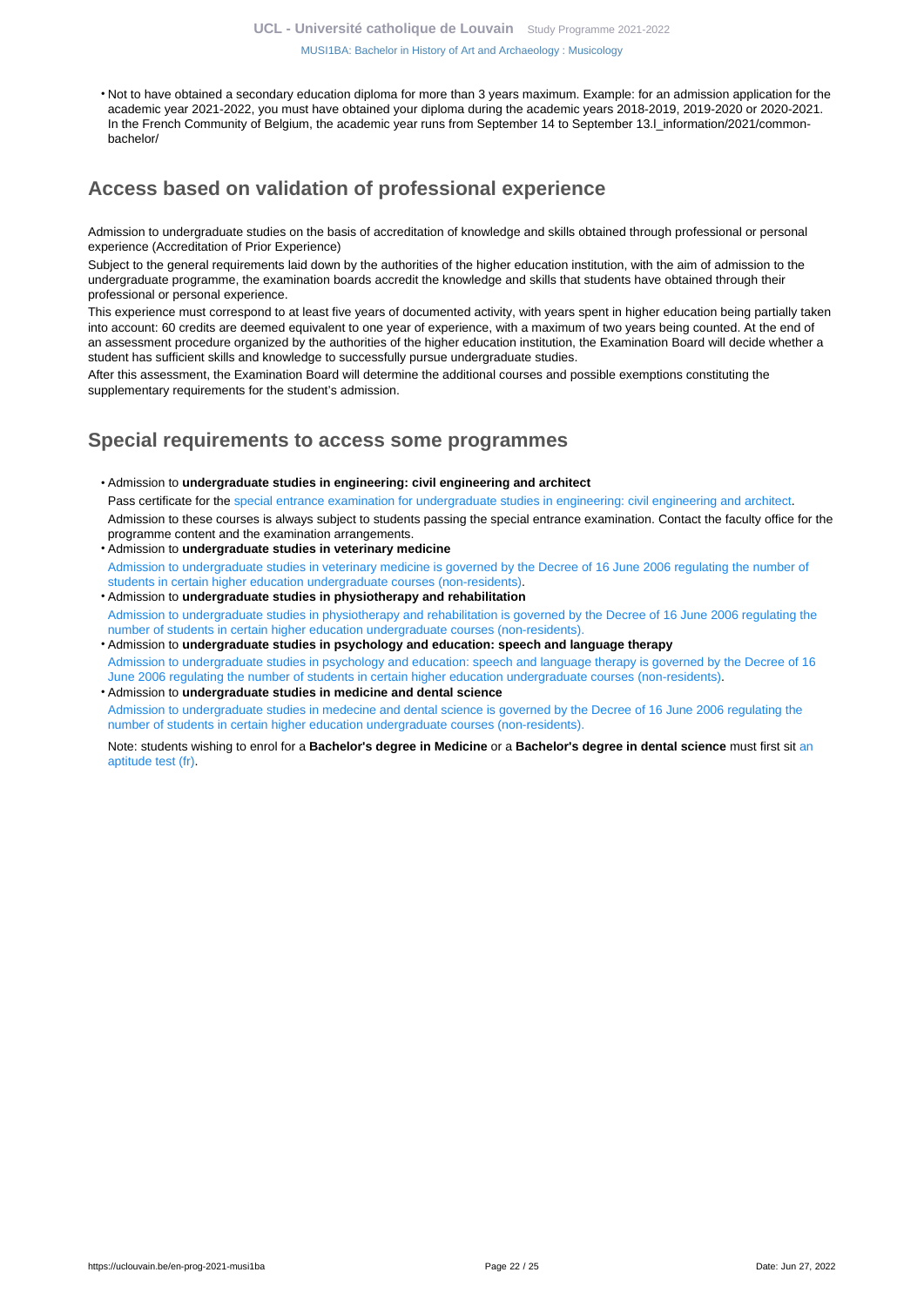- Not to have obtained a secondary education diploma for more than 3 years maximum. Example: for an admission application for the academic year 2021-2022, you must have obtained your diploma during the academic years 2018-2019, 2019-2020 or 2020-2021. In the French Community of Belgium, the academic year runs from September 14 to September 13.l_information/2021/common-bachelor/

## Access based on validation of professional experience

Admission to undergraduate studies on the basis of accreditation of knowledge and skills obtained through professional or personal experience (Accreditation of Prior Experience)

Subject to the general requirements laid down by the authorities of the higher education institution, with the aim of admission to the undergraduate programme, the examination boards accredit the knowledge and skills that students have obtained through their professional or personal experience.

This experience must correspond to at least five years of documented activity, with years spent in higher education being partially taken into account: 60 credits are deemed equivalent to one year of experience, with a maximum of two years being counted. At the end of an assessment procedure organized by the authorities of the higher education institution, the Examination Board will decide whether a student has sufficient skills and knowledge to successfully pursue undergraduate studies.

After this assessment, the Examination Board will determine the additional courses and possible exemptions constituting the supplementary requirements for the student's admission.

## Special requirements to access some programmes

- Admission to **undergraduate studies in engineering: civil engineering and architect**

  Pass certificate for the special entrance examination for undergraduate studies in engineering: civil engineering and architect.

  Admission to these courses is always subject to students passing the special entrance examination. Contact the faculty office for the programme content and the examination arrangements.
- Admission to **undergraduate studies in veterinary medicine**

  Admission to undergraduate studies in veterinary medicine is governed by the Decree of 16 June 2006 regulating the number of students in certain higher education undergraduate courses (non-residents).
- Admission to **undergraduate studies in physiotherapy and rehabilitation**

  Admission to undergraduate studies in physiotherapy and rehabilitation is governed by the Decree of 16 June 2006 regulating the number of students in certain higher education undergraduate courses (non-residents).
- Admission to **undergraduate studies in psychology and education: speech and language therapy**

  Admission to undergraduate studies in psychology and education: speech and language therapy is governed by the Decree of 16 June 2006 regulating the number of students in certain higher education undergraduate courses (non-residents).
- Admission to **undergraduate studies in medicine and dental science**

  Admission to undergraduate studies in medecine and dental science is governed by the Decree of 16 June 2006 regulating the number of students in certain higher education undergraduate courses (non-residents).

  Note: students wishing to enrol for a **Bachelor's degree in Medicine** or a **Bachelor's degree in dental science** must first sit an aptitude test (fr).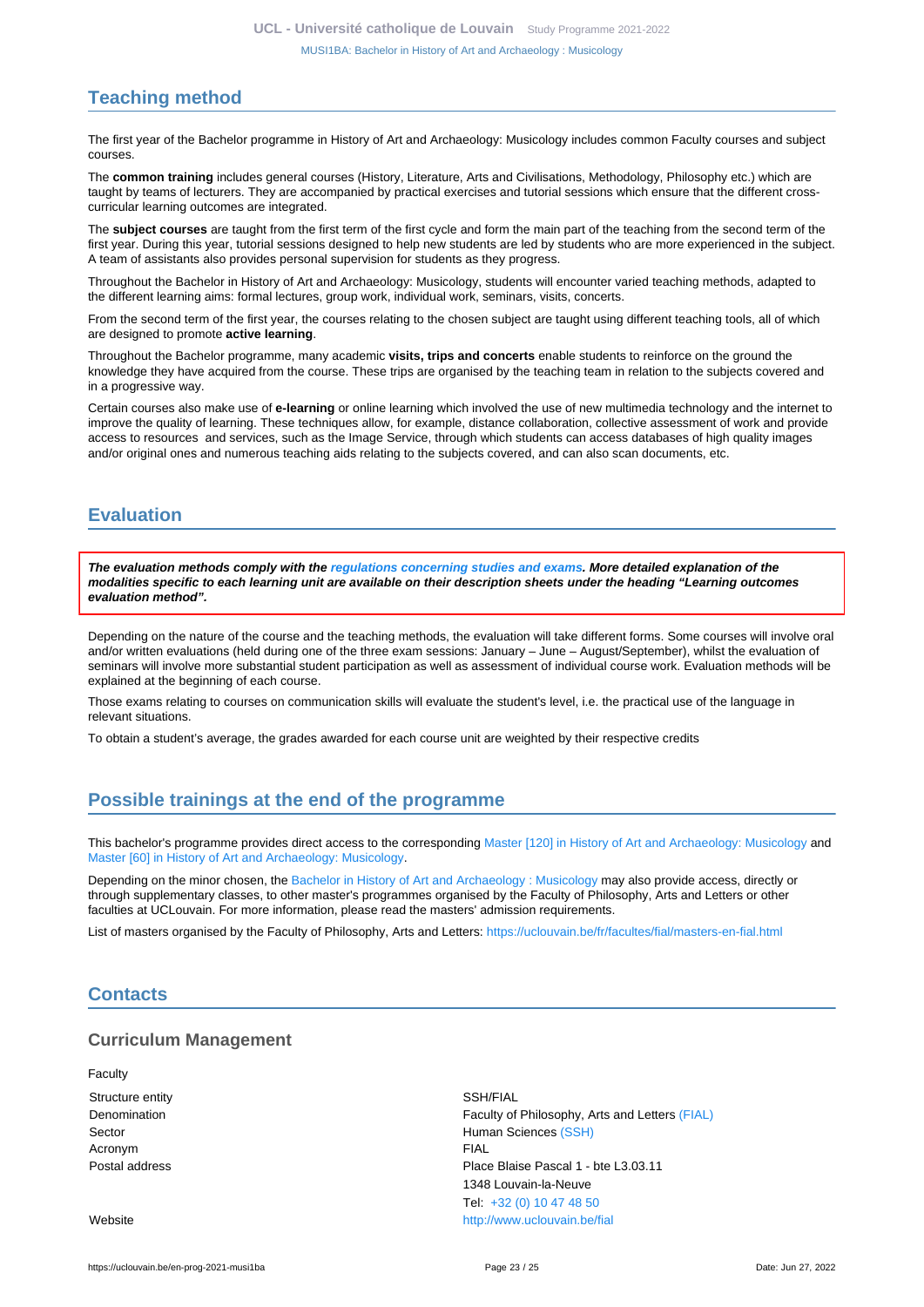## Teaching method

The first year of the Bachelor programme in History of Art and Archaeology: Musicology includes common Faculty courses and subject courses.

The **common training** includes general courses (History, Literature, Arts and Civilisations, Methodology, Philosophy etc.) which are taught by teams of lecturers. They are accompanied by practical exercises and tutorial sessions which ensure that the different cross-curricular learning outcomes are integrated.

The **subject courses** are taught from the first term of the first cycle and form the main part of the teaching from the second term of the first year. During this year, tutorial sessions designed to help new students are led by students who are more experienced in the subject. A team of assistants also provides personal supervision for students as they progress.

Throughout the Bachelor in History of Art and Archaeology: Musicology, students will encounter varied teaching methods, adapted to the different learning aims: formal lectures, group work, individual work, seminars, visits, concerts.

From the second term of the first year, the courses relating to the chosen subject are taught using different teaching tools, all of which are designed to promote **active learning**.

Throughout the Bachelor programme, many academic **visits, trips and concerts** enable students to reinforce on the ground the knowledge they have acquired from the course. These trips are organised by the teaching team in relation to the subjects covered and in a progressive way.

Certain courses also make use of **e-learning** or online learning which involved the use of new multimedia technology and the internet to improve the quality of learning. These techniques allow, for example, distance collaboration, collective assessment of work and provide access to resources and services, such as the Image Service, through which students can access databases of high quality images and/or original ones and numerous teaching aids relating to the subjects covered, and can also scan documents, etc.

## Evaluation

***The evaluation methods comply with the regulations concerning studies and exams. More detailed explanation of the modalities specific to each learning unit are available on their description sheets under the heading "Learning outcomes evaluation method".***

Depending on the nature of the course and the teaching methods, the evaluation will take different forms. Some courses will involve oral and/or written evaluations (held during one of the three exam sessions: January – June – August/September), whilst the evaluation of seminars will involve more substantial student participation as well as assessment of individual course work. Evaluation methods will be explained at the beginning of each course.

Those exams relating to courses on communication skills will evaluate the student's level, i.e. the practical use of the language in relevant situations.

To obtain a student's average, the grades awarded for each course unit are weighted by their respective credits

## Possible trainings at the end of the programme

This bachelor's programme provides direct access to the corresponding Master [120] in History of Art and Archaeology: Musicology and Master [60] in History of Art and Archaeology: Musicology.

Depending on the minor chosen, the Bachelor in History of Art and Archaeology : Musicology may also provide access, directly or through supplementary classes, to other master's programmes organised by the Faculty of Philosophy, Arts and Letters or other faculties at UCLouvain. For more information, please read the masters' admission requirements.

List of masters organised by the Faculty of Philosophy, Arts and Letters: https://uclouvain.be/fr/facultes/fial/masters-en-fial.html

## Contacts

### Curriculum Management

Faculty

| | |
|---|---|
| Structure entity | SSH/FIAL |
| Denomination | Faculty of Philosophy, Arts and Letters (FIAL) |
| Sector | Human Sciences (SSH) |
| Acronym | FIAL |
| Postal address | Place Blaise Pascal 1 - bte L3.03.11<br>1348 Louvain-la-Neuve<br>Tel: +32 (0) 10 47 48 50 |
| Website | http://www.uclouvain.be/fial |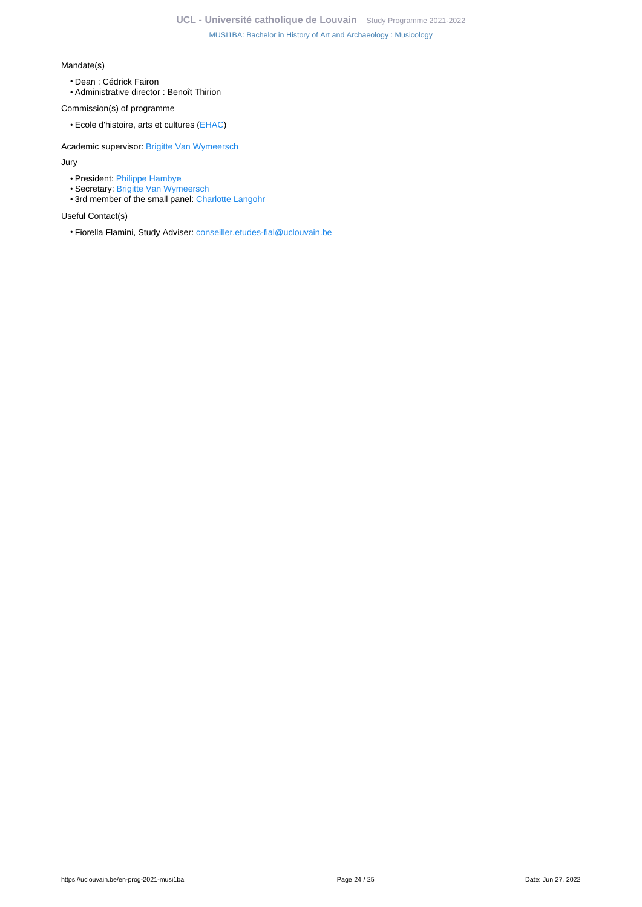Mandate(s)

- Dean : Cédrick Fairon
- Administrative director : Benoît Thirion

Commission(s) of programme

- Ecole d'histoire, arts et cultures (EHAC)

Academic supervisor: Brigitte Van Wymeersch

Jury

- President: Philippe Hambye
- Secretary: Brigitte Van Wymeersch
- 3rd member of the small panel: Charlotte Langohr

Useful Contact(s)

- Fiorella Flamini, Study Adviser: conseiller.etudes-fial@uclouvain.be